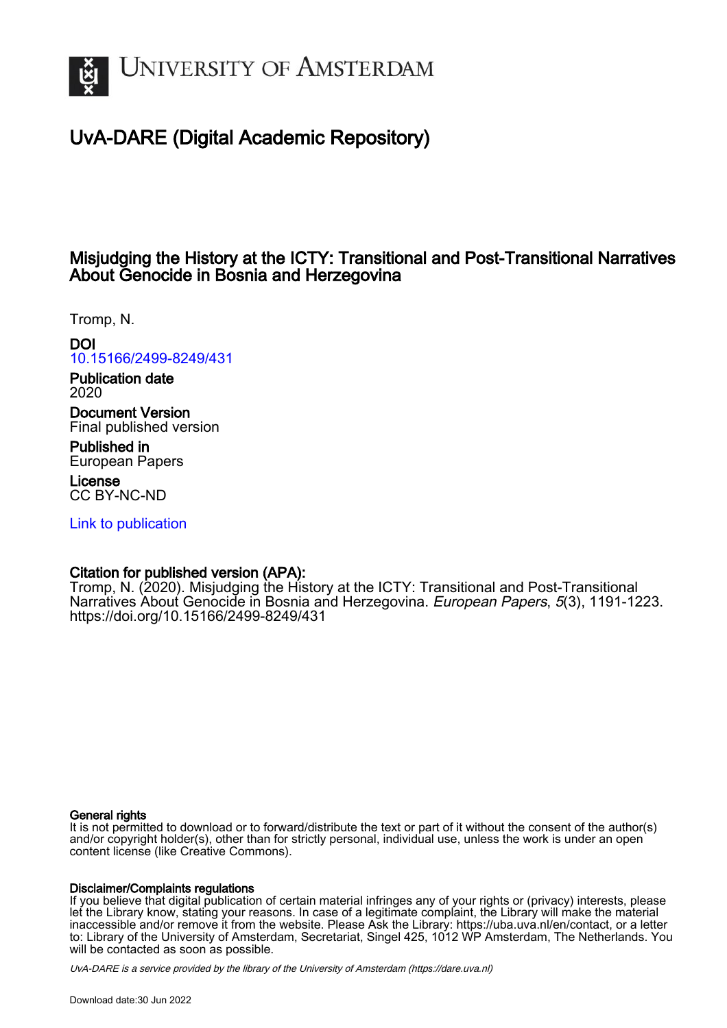# UNIVERSITY OF AMSTERDAM

## UvA-DARE (Digital Academic Repository)

### Misjudging the History at the ICTY: Transitional and Post-Transitional Narratives About Genocide in Bosnia and Herzegovina

Tromp, N.

**DOI**
10.15166/2499-8249/431

**Publication date**
2020

**Document Version**
Final published version

**Published in**
European Papers

**License**
CC BY-NC-ND

Link to publication

**Citation for published version (APA):**
Tromp, N. (2020). Misjudging the History at the ICTY: Transitional and Post-Transitional Narratives About Genocide in Bosnia and Herzegovina. *European Papers*, *5*(3), 1191-1223. https://doi.org/10.15166/2499-8249/431

**General rights**
It is not permitted to download or to forward/distribute the text or part of it without the consent of the author(s) and/or copyright holder(s), other than for strictly personal, individual use, unless the work is under an open content license (like Creative Commons).

**Disclaimer/Complaints regulations**
If you believe that digital publication of certain material infringes any of your rights or (privacy) interests, please let the Library know, stating your reasons. In case of a legitimate complaint, the Library will make the material inaccessible and/or remove it from the website. Please Ask the Library: https://uba.uva.nl/en/contact, or a letter to: Library of the University of Amsterdam, Secretariat, Singel 425, 1012 WP Amsterdam, The Netherlands. You will be contacted as soon as possible.

*UvA-DARE is a service provided by the library of the University of Amsterdam (https://dare.uva.nl)*

Download date:30 Jun 2022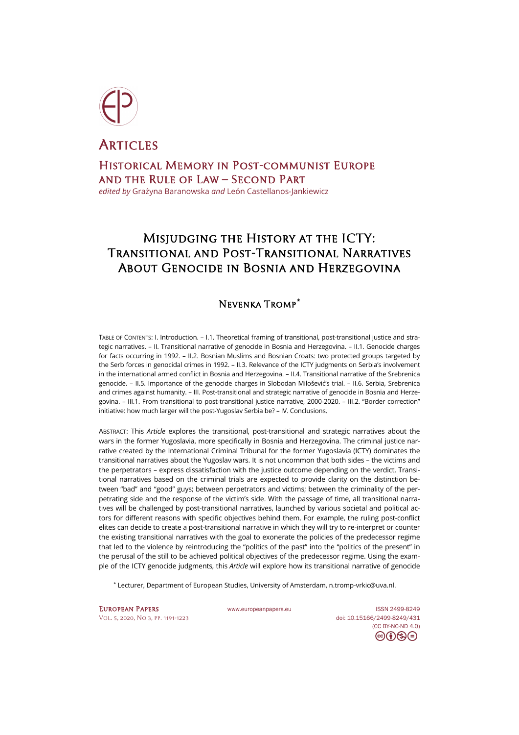# Articles

## Historical Memory in Post-communist Europe and the Rule of Law – Second Part

*edited by* Grażyna Baranowska *and* León Castellanos-Jankiewicz

# Misjudging the History at the ICTY: Transitional and Post-Transitional Narratives About Genocide in Bosnia and Herzegovina

## Nevenka Tromp*

Table of Contents: I. Introduction. – I.1. Theoretical framing of transitional, post-transitional justice and strategic narratives. – II. Transitional narrative of genocide in Bosnia and Herzegovina. – II.1. Genocide charges for facts occurring in 1992. – II.2. Bosnian Muslims and Bosnian Croats: two protected groups targeted by the Serb forces in genocidal crimes in 1992. – II.3. Relevance of the ICTY judgments on Serbia's involvement in the international armed conflict in Bosnia and Herzegovina. – II.4. Transitional narrative of the Srebrenica genocide. – II.5. Importance of the genocide charges in Slobodan Milošević's trial. – II.6. Serbia, Srebrenica and crimes against humanity. – III. Post-transitional and strategic narrative of genocide in Bosnia and Herzegovina. – III.1. From transitional to post-transitional justice narrative, 2000-2020. – III.2. "Border correction" initiative: how much larger will the post-Yugoslav Serbia be? – IV. Conclusions.

Abstract: This *Article* explores the transitional, post-transitional and strategic narratives about the wars in the former Yugoslavia, more specifically in Bosnia and Herzegovina. The criminal justice narrative created by the International Criminal Tribunal for the former Yugoslavia (ICTY) dominates the transitional narratives about the Yugoslav wars. It is not uncommon that both sides – the victims and the perpetrators – express dissatisfaction with the justice outcome depending on the verdict. Transitional narratives based on the criminal trials are expected to provide clarity on the distinction between "bad" and "good" guys; between perpetrators and victims; between the criminality of the perpetrating side and the response of the victim's side. With the passage of time, all transitional narratives will be challenged by post-transitional narratives, launched by various societal and political actors for different reasons with specific objectives behind them. For example, the ruling post-conflict elites can decide to create a post-transitional narrative in which they will try to re-interpret or counter the existing transitional narratives with the goal to exonerate the policies of the predecessor regime that led to the violence by reintroducing the "politics of the past" into the "politics of the present" in the perusal of the still to be achieved political objectives of the predecessor regime. Using the example of the ICTY genocide judgments, this *Article* will explore how its transitional narrative of genocide

* Lecturer, Department of European Studies, University of Amsterdam, n.tromp-vrkic@uva.nl.

European Papers
Vol. 5, 2020, No 3, pp. 1191-1223
www.europeanpapers.eu
ISSN 2499-8249
doi: 10.15166/2499-8249/431
(CC BY-NC-ND 4.0)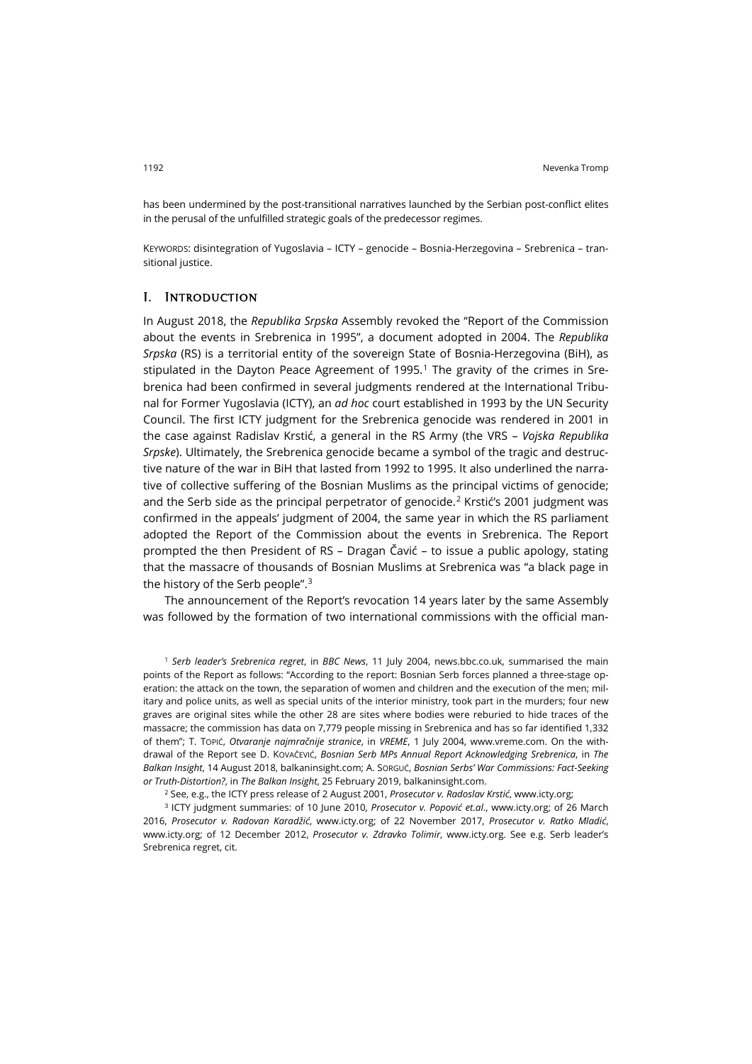has been undermined by the post-transitional narratives launched by the Serbian post-conflict elites in the perusal of the unfulfilled strategic goals of the predecessor regimes.

KEYWORDS: disintegration of Yugoslavia – ICTY – genocide – Bosnia-Herzegovina – Srebrenica – transitional justice.

## I. Introduction

In August 2018, the *Republika Srpska* Assembly revoked the "Report of the Commission about the events in Srebrenica in 1995", a document adopted in 2004. The *Republika Srpska* (RS) is a territorial entity of the sovereign State of Bosnia-Herzegovina (BiH), as stipulated in the Dayton Peace Agreement of 1995.[1] The gravity of the crimes in Srebrenica had been confirmed in several judgments rendered at the International Tribunal for Former Yugoslavia (ICTY), an *ad hoc* court established in 1993 by the UN Security Council. The first ICTY judgment for the Srebrenica genocide was rendered in 2001 in the case against Radislav Krstić, a general in the RS Army (the VRS – *Vojska Republika Srpske*). Ultimately, the Srebrenica genocide became a symbol of the tragic and destructive nature of the war in BiH that lasted from 1992 to 1995. It also underlined the narrative of collective suffering of the Bosnian Muslims as the principal victims of genocide; and the Serb side as the principal perpetrator of genocide.[2] Krstić's 2001 judgment was confirmed in the appeals' judgment of 2004, the same year in which the RS parliament adopted the Report of the Commission about the events in Srebrenica. The Report prompted the then President of RS – Dragan Čavić – to issue a public apology, stating that the massacre of thousands of Bosnian Muslims at Srebrenica was "a black page in the history of the Serb people".[3]

The announcement of the Report's revocation 14 years later by the same Assembly was followed by the formation of two international commissions with the official man-

[1] *Serb leader's Srebrenica regret*, in *BBC News*, 11 July 2004, news.bbc.co.uk, summarised the main points of the Report as follows: "According to the report: Bosnian Serb forces planned a three-stage operation: the attack on the town, the separation of women and children and the execution of the men; military and police units, as well as special units of the interior ministry, took part in the murders; four new graves are original sites while the other 28 are sites where bodies were reburied to hide traces of the massacre; the commission has data on 7,779 people missing in Srebrenica and has so far identified 1,332 of them"; T. TOPIĆ, *Otvaranje najmračnije stranice*, in *VREME*, 1 July 2004, www.vreme.com. On the withdrawal of the Report see D. KOVAČEVIĆ, *Bosnian Serb MPs Annual Report Acknowledging Srebrenica*, in *The Balkan Insight*, 14 August 2018, balkaninsight.com; A. SORGUĆ, *Bosnian Serbs' War Commissions: Fact-Seeking or Truth-Distortion?*, in *The Balkan Insight*, 25 February 2019, balkaninsight.com.

[2] See, e.g., the ICTY press release of 2 August 2001, *Prosecutor v. Radoslav Krstić*, www.icty.org;

[3] ICTY judgment summaries: of 10 June 2010, *Prosecutor v. Popović et.al*., www.icty.org; of 26 March 2016, *Prosecutor v. Radovan Karadžić*, www.icty.org; of 22 November 2017, *Prosecutor v. Ratko Mladić*, www.icty.org; of 12 December 2012, *Prosecutor v. Zdravko Tolimir*, www.icty.org. See e.g. Serb leader's Srebrenica regret, cit.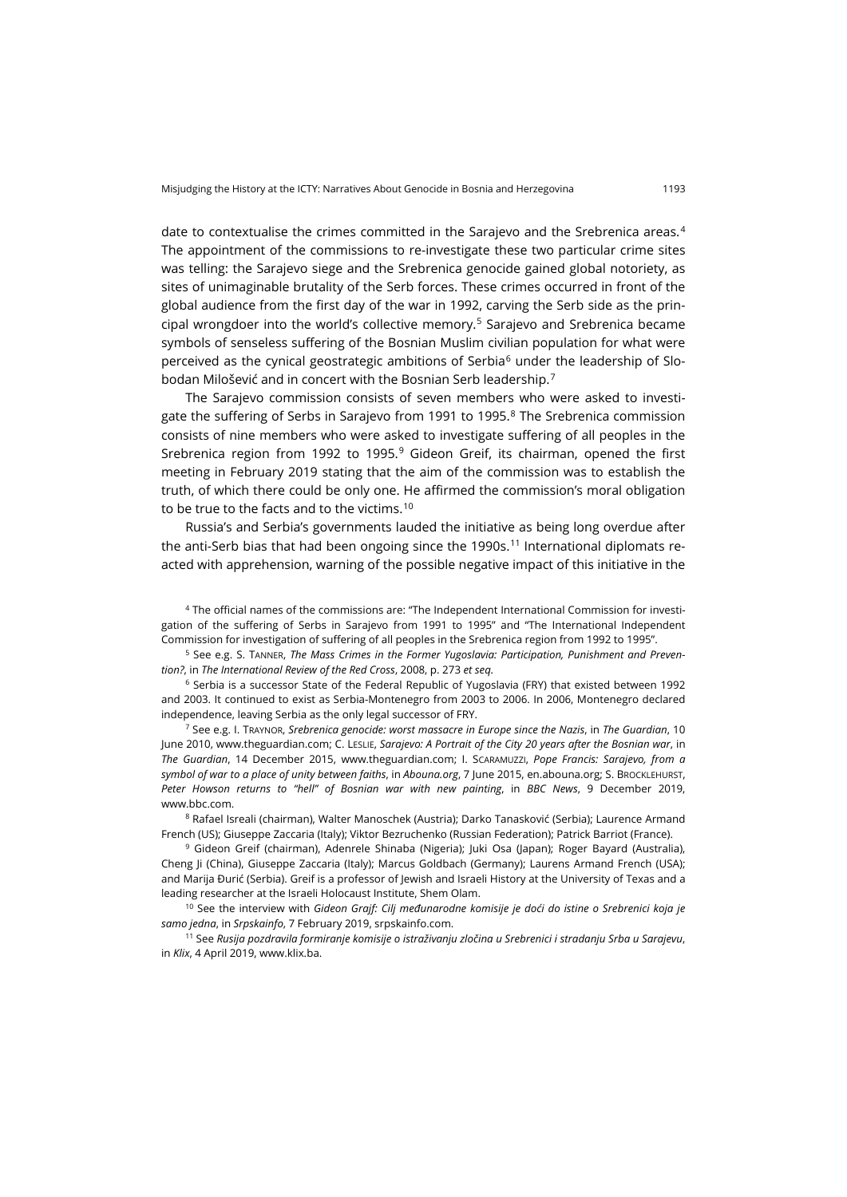date to contextualise the crimes committed in the Sarajevo and the Srebrenica areas.[4] The appointment of the commissions to re-investigate these two particular crime sites was telling: the Sarajevo siege and the Srebrenica genocide gained global notoriety, as sites of unimaginable brutality of the Serb forces. These crimes occurred in front of the global audience from the first day of the war in 1992, carving the Serb side as the principal wrongdoer into the world's collective memory.[5] Sarajevo and Srebrenica became symbols of senseless suffering of the Bosnian Muslim civilian population for what were perceived as the cynical geostrategic ambitions of Serbia[6] under the leadership of Slobodan Milošević and in concert with the Bosnian Serb leadership.[7]

The Sarajevo commission consists of seven members who were asked to investigate the suffering of Serbs in Sarajevo from 1991 to 1995.[8] The Srebrenica commission consists of nine members who were asked to investigate suffering of all peoples in the Srebrenica region from 1992 to 1995.[9] Gideon Greif, its chairman, opened the first meeting in February 2019 stating that the aim of the commission was to establish the truth, of which there could be only one. He affirmed the commission's moral obligation to be true to the facts and to the victims.[10]

Russia's and Serbia's governments lauded the initiative as being long overdue after the anti-Serb bias that had been ongoing since the 1990s.[11] International diplomats reacted with apprehension, warning of the possible negative impact of this initiative in the

[4] The official names of the commissions are: "The Independent International Commission for investigation of the suffering of Serbs in Sarajevo from 1991 to 1995" and "The International Independent Commission for investigation of suffering of all peoples in the Srebrenica region from 1992 to 1995".

[5] See e.g. S. Tanner, *The Mass Crimes in the Former Yugoslavia: Participation, Punishment and Prevention?*, in *The International Review of the Red Cross*, 2008, p. 273 *et seq.*

[6] Serbia is a successor State of the Federal Republic of Yugoslavia (FRY) that existed between 1992 and 2003. It continued to exist as Serbia-Montenegro from 2003 to 2006. In 2006, Montenegro declared independence, leaving Serbia as the only legal successor of FRY.

[7] See e.g. I. Traynor, *Srebrenica genocide: worst massacre in Europe since the Nazis*, in *The Guardian*, 10 June 2010, www.theguardian.com; C. Leslie, *Sarajevo: A Portrait of the City 20 years after the Bosnian war*, in *The Guardian*, 14 December 2015, www.theguardian.com; I. Scaramuzzi, *Pope Francis: Sarajevo, from a symbol of war to a place of unity between faiths*, in *Abouna.org*, 7 June 2015, en.abouna.org; S. Brocklehurst, *Peter Howson returns to "hell" of Bosnian war with new painting*, in *BBC News*, 9 December 2019, www.bbc.com.

[8] Rafael Isreali (chairman), Walter Manoschek (Austria); Darko Tanasković (Serbia); Laurence Armand French (US); Giuseppe Zaccaria (Italy); Viktor Bezruchenko (Russian Federation); Patrick Barriot (France).

[9] Gideon Greif (chairman), Adenrele Shinaba (Nigeria); Juki Osa (Japan); Roger Bayard (Australia), Cheng Ji (China), Giuseppe Zaccaria (Italy); Marcus Goldbach (Germany); Laurens Armand French (USA); and Marija Đurić (Serbia). Greif is a professor of Jewish and Israeli History at the University of Texas and a leading researcher at the Israeli Holocaust Institute, Shem Olam.

[10] See the interview with *Gideon Grajf: Cilj međunarodne komisije je doći do istine o Srebrenici koja je samo jedna*, in *Srpskainfo*, 7 February 2019, srpskainfo.com.

[11] See *Rusija pozdravila formiranje komisije o istraživanju zločina u Srebrenici i stradanju Srba u Sarajevu*, in *Klix*, 4 April 2019, www.klix.ba.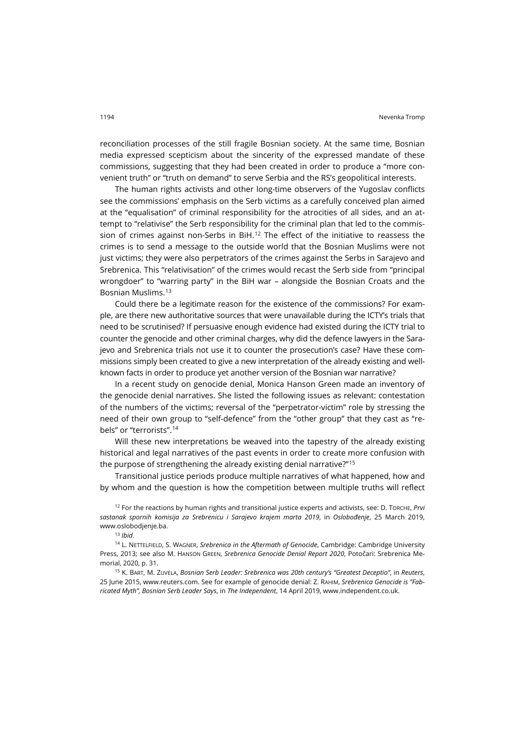reconciliation processes of the still fragile Bosnian society. At the same time, Bosnian media expressed scepticism about the sincerity of the expressed mandate of these commissions, suggesting that they had been created in order to produce a "more convenient truth" or "truth on demand" to serve Serbia and the RS's geopolitical interests.

The human rights activists and other long-time observers of the Yugoslav conflicts see the commissions' emphasis on the Serb victims as a carefully conceived plan aimed at the "equalisation" of criminal responsibility for the atrocities of all sides, and an attempt to "relativise" the Serb responsibility for the criminal plan that led to the commission of crimes against non-Serbs in BiH.[12] The effect of the initiative to reassess the crimes is to send a message to the outside world that the Bosnian Muslims were not just victims; they were also perpetrators of the crimes against the Serbs in Sarajevo and Srebrenica. This "relativisation" of the crimes would recast the Serb side from "principal wrongdoer" to "warring party" in the BiH war – alongside the Bosnian Croats and the Bosnian Muslims.[13]

Could there be a legitimate reason for the existence of the commissions? For example, are there new authoritative sources that were unavailable during the ICTY's trials that need to be scrutinised? If persuasive enough evidence had existed during the ICTY trial to counter the genocide and other criminal charges, why did the defence lawyers in the Sarajevo and Srebrenica trials not use it to counter the prosecution's case? Have these commissions simply been created to give a new interpretation of the already existing and well-known facts in order to produce yet another version of the Bosnian war narrative?

In a recent study on genocide denial, Monica Hanson Green made an inventory of the genocide denial narratives. She listed the following issues as relevant: contestation of the numbers of the victims; reversal of the "perpetrator-victim" role by stressing the need of their own group to "self-defence" from the "other group" that they cast as "rebels" or "terrorists".[14]

Will these new interpretations be weaved into the tapestry of the already existing historical and legal narratives of the past events in order to create more confusion with the purpose of strengthening the already existing denial narrative?"[15]

Transitional justice periods produce multiple narratives of what happened, how and by whom and the question is how the competition between multiple truths will reflect

[12] For the reactions by human rights and transitional justice experts and activists, see: D. Torche, *Prvi sastanak spornih komisija za Srebrenicu i Sarajevo krajem marta 2019*, in *Oslobođenje*, 25 March 2019, www.oslobodjenje.ba.

[13] *Ibid*.

[14] L. Nettelfield, S. Wagner, *Srebrenica in the Aftermath of Genocide*, Cambridge: Cambridge University Press, 2013; see also M. Hanson Green, *Srebrenica Genocide Denial Report 2020*, Potočari: Srebrenica Memorial, 2020, p. 31.

[15] K. Bart, M. Zuvela, *Bosnian Serb Leader: Srebrenica was 20th century's "Greatest Deceptio"*, in *Reuters*, 25 June 2015, www.reuters.com. See for example of genocide denial: Z. Rahim, *Srebrenica Genocide is "Fabricated Myth", Bosnian Serb Leader Says*, in *The Independent*, 14 April 2019, www.independent.co.uk.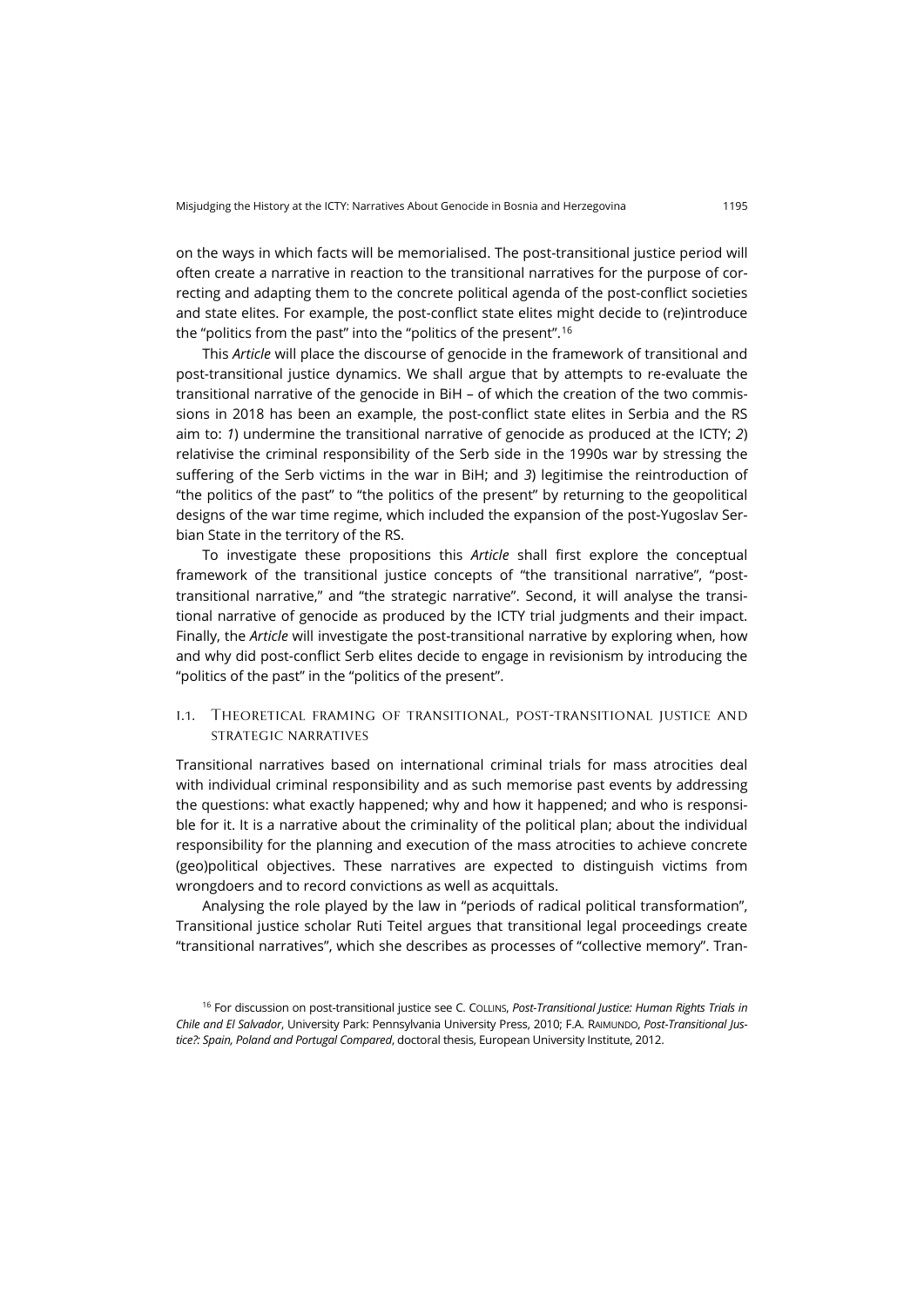on the ways in which facts will be memorialised. The post-transitional justice period will often create a narrative in reaction to the transitional narratives for the purpose of correcting and adapting them to the concrete political agenda of the post-conflict societies and state elites. For example, the post-conflict state elites might decide to (re)introduce the "politics from the past" into the "politics of the present".[16]

This *Article* will place the discourse of genocide in the framework of transitional and post-transitional justice dynamics. We shall argue that by attempts to re-evaluate the transitional narrative of the genocide in BiH – of which the creation of the two commissions in 2018 has been an example, the post-conflict state elites in Serbia and the RS aim to: *1*) undermine the transitional narrative of genocide as produced at the ICTY; *2*) relativise the criminal responsibility of the Serb side in the 1990s war by stressing the suffering of the Serb victims in the war in BiH; and *3*) legitimise the reintroduction of "the politics of the past" to "the politics of the present" by returning to the geopolitical designs of the war time regime, which included the expansion of the post-Yugoslav Serbian State in the territory of the RS.

To investigate these propositions this *Article* shall first explore the conceptual framework of the transitional justice concepts of "the transitional narrative", "post-transitional narrative," and "the strategic narrative". Second, it will analyse the transitional narrative of genocide as produced by the ICTY trial judgments and their impact. Finally, the *Article* will investigate the post-transitional narrative by exploring when, how and why did post-conflict Serb elites decide to engage in revisionism by introducing the "politics of the past" in the "politics of the present".

## I.1. Theoretical framing of transitional, post-transitional justice and strategic narratives

Transitional narratives based on international criminal trials for mass atrocities deal with individual criminal responsibility and as such memorise past events by addressing the questions: what exactly happened; why and how it happened; and who is responsible for it. It is a narrative about the criminality of the political plan; about the individual responsibility for the planning and execution of the mass atrocities to achieve concrete (geo)political objectives. These narratives are expected to distinguish victims from wrongdoers and to record convictions as well as acquittals.

Analysing the role played by the law in "periods of radical political transformation", Transitional justice scholar Ruti Teitel argues that transitional legal proceedings create "transitional narratives", which she describes as processes of "collective memory". Tran-

[16] For discussion on post-transitional justice see C. Collins, *Post-Transitional Justice: Human Rights Trials in Chile and El Salvador*, University Park: Pennsylvania University Press, 2010; F.A. Raimundo, *Post-Transitional Justice?: Spain, Poland and Portugal Compared*, doctoral thesis, European University Institute, 2012.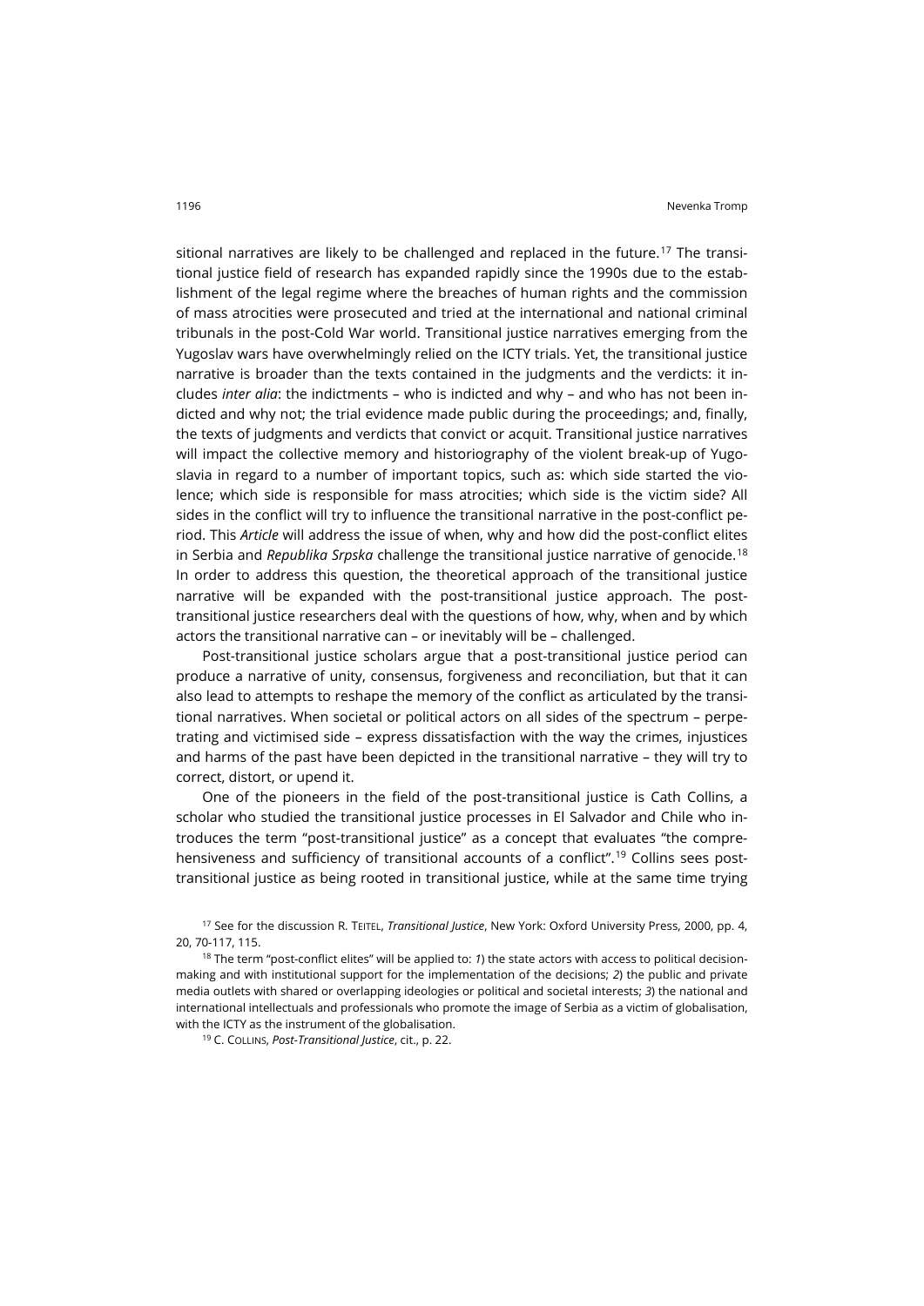sitional narratives are likely to be challenged and replaced in the future.[17] The transitional justice field of research has expanded rapidly since the 1990s due to the establishment of the legal regime where the breaches of human rights and the commission of mass atrocities were prosecuted and tried at the international and national criminal tribunals in the post-Cold War world. Transitional justice narratives emerging from the Yugoslav wars have overwhelmingly relied on the ICTY trials. Yet, the transitional justice narrative is broader than the texts contained in the judgments and the verdicts: it includes *inter alia*: the indictments – who is indicted and why – and who has not been indicted and why not; the trial evidence made public during the proceedings; and, finally, the texts of judgments and verdicts that convict or acquit. Transitional justice narratives will impact the collective memory and historiography of the violent break-up of Yugoslavia in regard to a number of important topics, such as: which side started the violence; which side is responsible for mass atrocities; which side is the victim side? All sides in the conflict will try to influence the transitional narrative in the post-conflict period. This *Article* will address the issue of when, why and how did the post-conflict elites in Serbia and *Republika Srpska* challenge the transitional justice narrative of genocide.[18] In order to address this question, the theoretical approach of the transitional justice narrative will be expanded with the post-transitional justice approach. The post-transitional justice researchers deal with the questions of how, why, when and by which actors the transitional narrative can – or inevitably will be – challenged.

Post-transitional justice scholars argue that a post-transitional justice period can produce a narrative of unity, consensus, forgiveness and reconciliation, but that it can also lead to attempts to reshape the memory of the conflict as articulated by the transitional narratives. When societal or political actors on all sides of the spectrum – perpetrating and victimised side – express dissatisfaction with the way the crimes, injustices and harms of the past have been depicted in the transitional narrative – they will try to correct, distort, or upend it.

One of the pioneers in the field of the post-transitional justice is Cath Collins, a scholar who studied the transitional justice processes in El Salvador and Chile who introduces the term "post-transitional justice" as a concept that evaluates "the comprehensiveness and sufficiency of transitional accounts of a conflict".[19] Collins sees post-transitional justice as being rooted in transitional justice, while at the same time trying

[17] See for the discussion R. Teitel, *Transitional Justice*, New York: Oxford University Press, 2000, pp. 4, 20, 70-117, 115.

[18] The term "post-conflict elites" will be applied to: *1*) the state actors with access to political decision-making and with institutional support for the implementation of the decisions; *2*) the public and private media outlets with shared or overlapping ideologies or political and societal interests; *3*) the national and international intellectuals and professionals who promote the image of Serbia as a victim of globalisation, with the ICTY as the instrument of the globalisation.

[19] C. Collins, *Post-Transitional Justice*, cit., p. 22.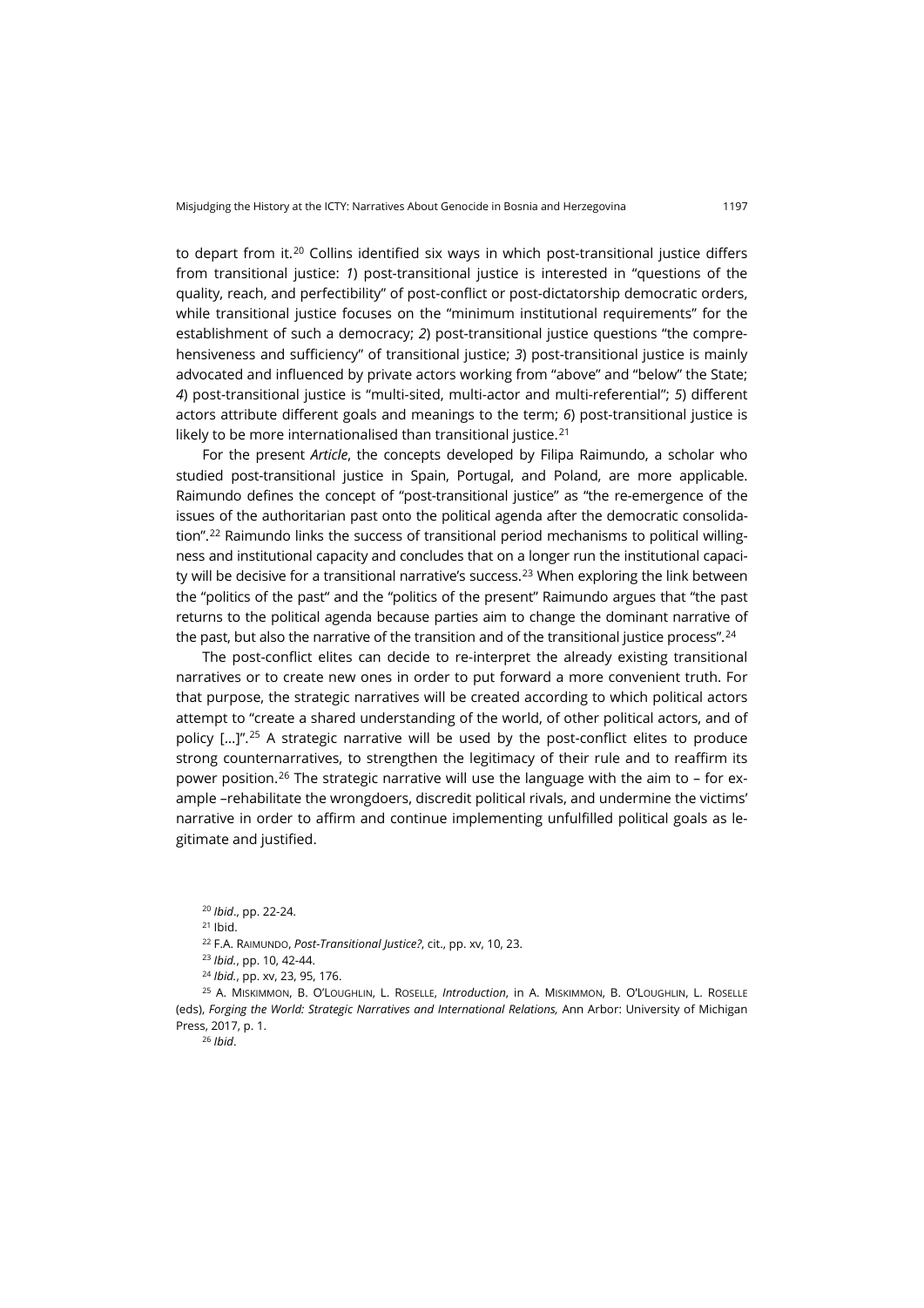to depart from it.[20] Collins identified six ways in which post-transitional justice differs from transitional justice: *1*) post-transitional justice is interested in "questions of the quality, reach, and perfectibility" of post-conflict or post-dictatorship democratic orders, while transitional justice focuses on the "minimum institutional requirements" for the establishment of such a democracy; *2*) post-transitional justice questions "the comprehensiveness and sufficiency" of transitional justice; *3*) post-transitional justice is mainly advocated and influenced by private actors working from "above" and "below" the State; *4*) post-transitional justice is "multi-sited, multi-actor and multi-referential"; *5*) different actors attribute different goals and meanings to the term; *6*) post-transitional justice is likely to be more internationalised than transitional justice.[21]

For the present *Article*, the concepts developed by Filipa Raimundo, a scholar who studied post-transitional justice in Spain, Portugal, and Poland, are more applicable. Raimundo defines the concept of "post-transitional justice" as "the re-emergence of the issues of the authoritarian past onto the political agenda after the democratic consolidation".[22] Raimundo links the success of transitional period mechanisms to political willingness and institutional capacity and concludes that on a longer run the institutional capacity will be decisive for a transitional narrative's success.[23] When exploring the link between the "politics of the past" and the "politics of the present" Raimundo argues that "the past returns to the political agenda because parties aim to change the dominant narrative of the past, but also the narrative of the transition and of the transitional justice process".[24]

The post-conflict elites can decide to re-interpret the already existing transitional narratives or to create new ones in order to put forward a more convenient truth. For that purpose, the strategic narratives will be created according to which political actors attempt to "create a shared understanding of the world, of other political actors, and of policy […]".[25] A strategic narrative will be used by the post-conflict elites to produce strong counternarratives, to strengthen the legitimacy of their rule and to reaffirm its power position.[26] The strategic narrative will use the language with the aim to – for example –rehabilitate the wrongdoers, discredit political rivals, and undermine the victims' narrative in order to affirm and continue implementing unfulfilled political goals as legitimate and justified.

[20] *Ibid*., pp. 22-24.

[21] Ibid.

[22] F.A. Raimundo, *Post-Transitional Justice?*, cit., pp. xv, 10, 23.

[23] *Ibid.*, pp. 10, 42-44.

[24] *Ibid.*, pp. xv, 23, 95, 176.

[25] A. Miskimmon, B. O'Loughlin, L. Roselle, *Introduction*, in A. Miskimmon, B. O'Loughlin, L. Roselle (eds), *Forging the World: Strategic Narratives and International Relations,* Ann Arbor: University of Michigan Press, 2017, p. 1.

[26] *Ibid*.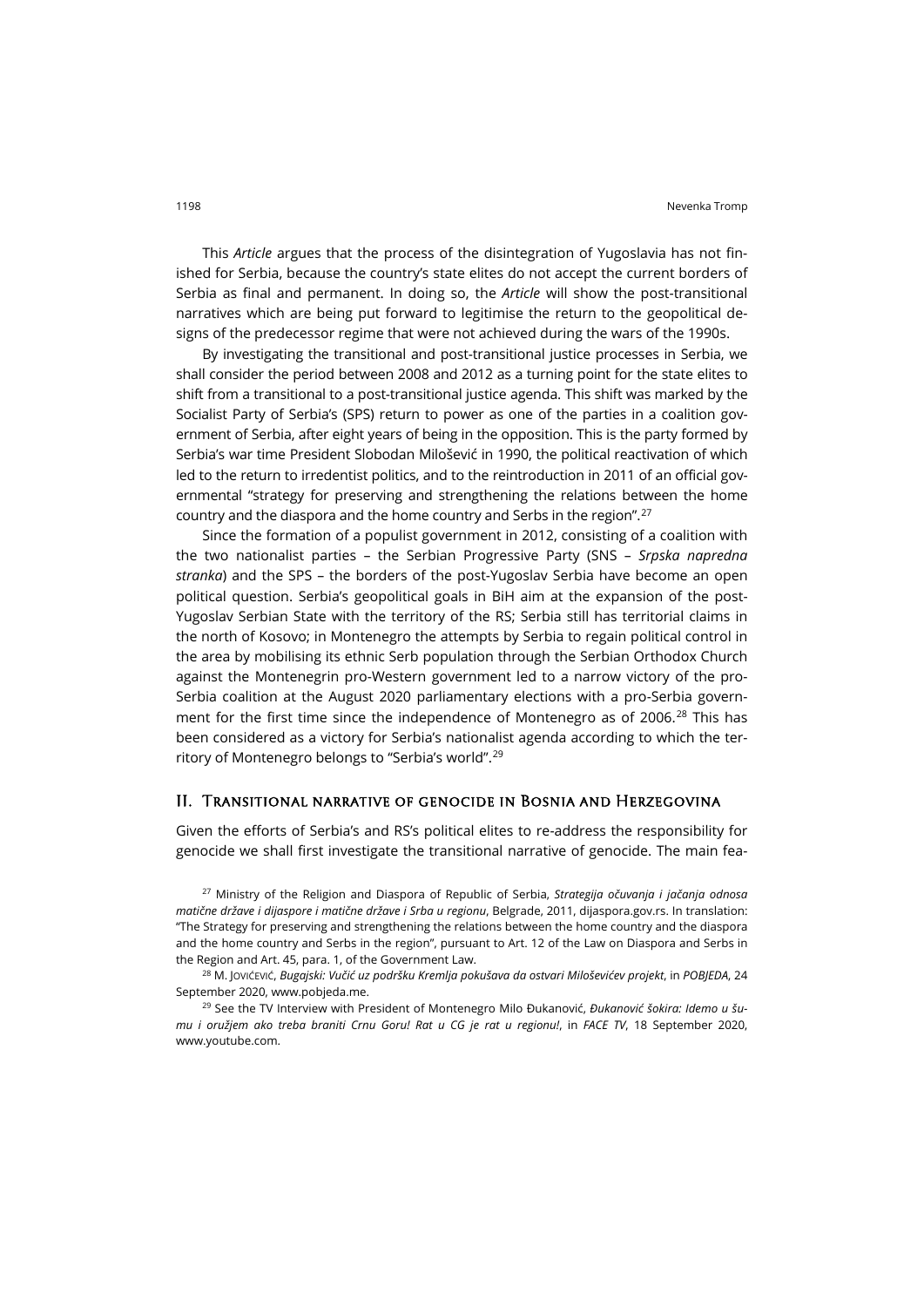This *Article* argues that the process of the disintegration of Yugoslavia has not finished for Serbia, because the country's state elites do not accept the current borders of Serbia as final and permanent. In doing so, the *Article* will show the post-transitional narratives which are being put forward to legitimise the return to the geopolitical designs of the predecessor regime that were not achieved during the wars of the 1990s.

By investigating the transitional and post-transitional justice processes in Serbia, we shall consider the period between 2008 and 2012 as a turning point for the state elites to shift from a transitional to a post-transitional justice agenda. This shift was marked by the Socialist Party of Serbia's (SPS) return to power as one of the parties in a coalition government of Serbia, after eight years of being in the opposition. This is the party formed by Serbia's war time President Slobodan Milošević in 1990, the political reactivation of which led to the return to irredentist politics, and to the reintroduction in 2011 of an official governmental "strategy for preserving and strengthening the relations between the home country and the diaspora and the home country and Serbs in the region".[27]

Since the formation of a populist government in 2012, consisting of a coalition with the two nationalist parties – the Serbian Progressive Party (SNS – *Srpska napredna stranka*) and the SPS – the borders of the post-Yugoslav Serbia have become an open political question. Serbia's geopolitical goals in BiH aim at the expansion of the post-Yugoslav Serbian State with the territory of the RS; Serbia still has territorial claims in the north of Kosovo; in Montenegro the attempts by Serbia to regain political control in the area by mobilising its ethnic Serb population through the Serbian Orthodox Church against the Montenegrin pro-Western government led to a narrow victory of the pro-Serbia coalition at the August 2020 parliamentary elections with a pro-Serbia government for the first time since the independence of Montenegro as of 2006.[28] This has been considered as a victory for Serbia's nationalist agenda according to which the territory of Montenegro belongs to "Serbia's world".[29]

## II. Transitional narrative of genocide in Bosnia and Herzegovina

Given the efforts of Serbia's and RS's political elites to re-address the responsibility for genocide we shall first investigate the transitional narrative of genocide. The main fea-

[27] Ministry of the Religion and Diaspora of Republic of Serbia, *Strategija očuvanja i jačanja odnosa matične države i dijaspore i matične države i Srba u regionu*, Belgrade, 2011, dijaspora.gov.rs. In translation: "The Strategy for preserving and strengthening the relations between the home country and the diaspora and the home country and Serbs in the region", pursuant to Art. 12 of the Law on Diaspora and Serbs in the Region and Art. 45, para. 1, of the Government Law.

[28] M. Jovićević, *Bugajski: Vučić uz podršku Kremlja pokušava da ostvari Miloševićev projekt*, in *POBJEDA*, 24 September 2020, www.pobjeda.me.

[29] See the TV Interview with President of Montenegro Milo Đukanović, *Đukanović šokira: Idemo u šumu i oružjem ako treba braniti Crnu Goru! Rat u CG je rat u regionu!*, in *FACE TV*, 18 September 2020, www.youtube.com.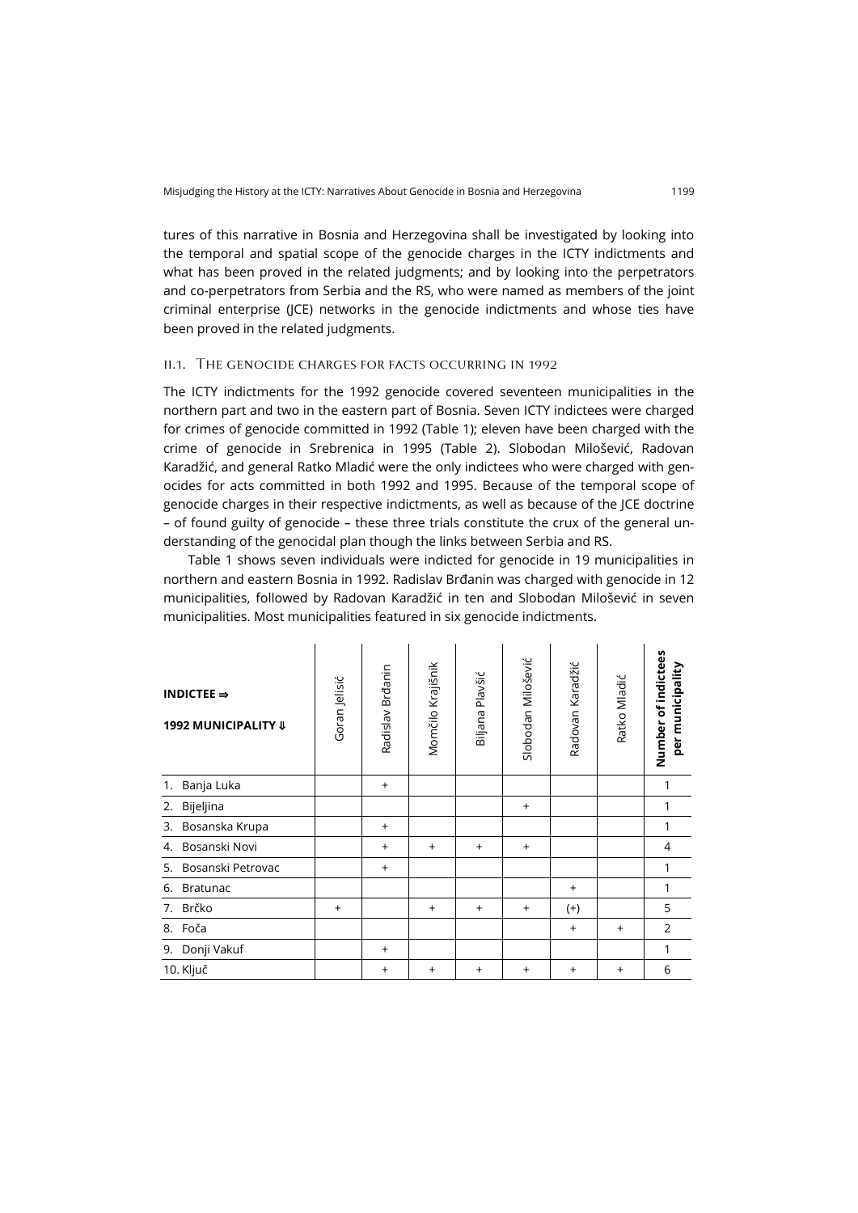tures of this narrative in Bosnia and Herzegovina shall be investigated by looking into the temporal and spatial scope of the genocide charges in the ICTY indictments and what has been proved in the related judgments; and by looking into the perpetrators and co-perpetrators from Serbia and the RS, who were named as members of the joint criminal enterprise (JCE) networks in the genocide indictments and whose ties have been proved in the related judgments.

### II.1. The genocide charges for facts occurring in 1992

The ICTY indictments for the 1992 genocide covered seventeen municipalities in the northern part and two in the eastern part of Bosnia. Seven ICTY indictees were charged for crimes of genocide committed in 1992 (Table 1); eleven have been charged with the crime of genocide in Srebrenica in 1995 (Table 2). Slobodan Milošević, Radovan Karadžić, and general Ratko Mladić were the only indictees who were charged with genocides for acts committed in both 1992 and 1995. Because of the temporal scope of genocide charges in their respective indictments, as well as because of the JCE doctrine – of found guilty of genocide – these three trials constitute the crux of the general understanding of the genocidal plan though the links between Serbia and RS.

Table 1 shows seven individuals were indicted for genocide in 19 municipalities in northern and eastern Bosnia in 1992. Radislav Brđanin was charged with genocide in 12 municipalities, followed by Radovan Karadžić in ten and Slobodan Milošević in seven municipalities. Most municipalities featured in six genocide indictments.

| **INDICTEE ⇒**<br>**1992 MUNICIPALITY ⇓** | Goran Jelisić | Radislav Brđanin | Momčilo Krajišnik | Biljana Plavšić | Slobodan Milošević | Radovan Karadžić | Ratko Mladić | **Number of indictees per municipality** |
|---|---|---|---|---|---|---|---|---|
| 1. Banja Luka | | + | | | | | | 1 |
| 2. Bijeljina | | | | | + | | | 1 |
| 3. Bosanska Krupa | | + | | | | | | 1 |
| 4. Bosanski Novi | | + | + | + | + | | | 4 |
| 5. Bosanski Petrovac | | + | | | | | | 1 |
| 6. Bratunac | | | | | | + | | 1 |
| 7. Brčko | + | | + | + | + | (+) | | 5 |
| 8. Foča | | | | | | + | + | 2 |
| 9. Donji Vakuf | | + | | | | | | 1 |
| 10. Ključ | | + | + | + | + | + | + | 6 |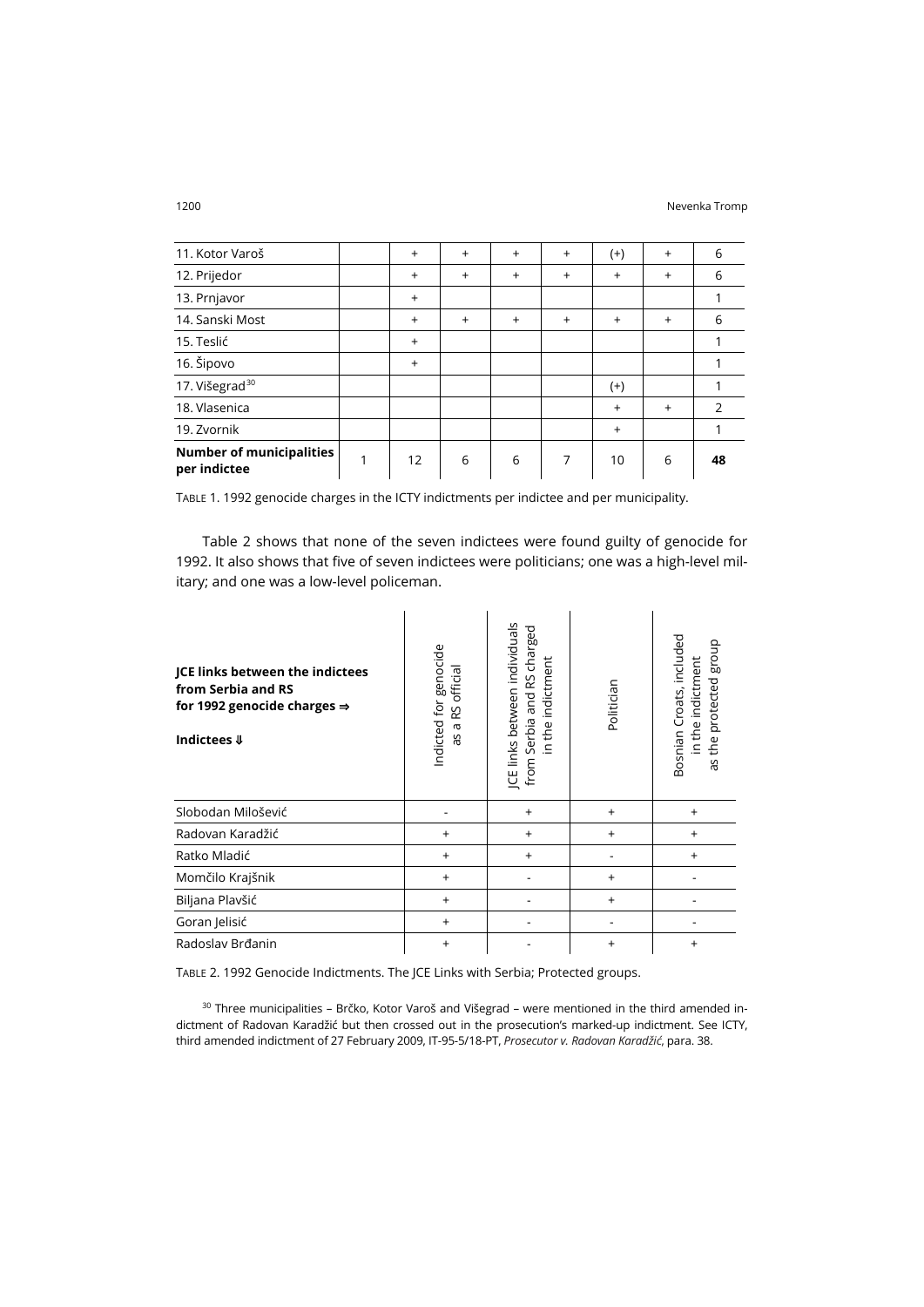| | | | | | | | | |
|---|---|---|---|---|---|---|---|---|
| 11. Kotor Varoš | | + | + | + | + | (+) | + | 6 |
| 12. Prijedor | | + | + | + | + | + | + | 6 |
| 13. Prnjavor | | + | | | | | | 1 |
| 14. Sanski Most | | + | + | + | + | + | + | 6 |
| 15. Teslić | | + | | | | | | 1 |
| 16. Šipovo | | + | | | | | | 1 |
| 17. Višegrad[30] | | | | | | (+) | | 1 |
| 18. Vlasenica | | | | | | + | + | 2 |
| 19. Zvornik | | | | | | + | | 1 |
| **Number of municipalities per indictee** | 1 | 12 | 6 | 6 | 7 | 10 | 6 | **48** |

TABLE 1. 1992 genocide charges in the ICTY indictments per indictee and per municipality.

Table 2 shows that none of the seven indictees were found guilty of genocide for 1992. It also shows that five of seven indictees were politicians; one was a high-level military; and one was a low-level policeman.

| **JCE links between the indictees from Serbia and RS for 1992 genocide charges ⇒** <br> **Indictees ⇓** | Indicted for genocide as a RS official | JCE links between individuals from Serbia and RS charged in the indictment | Politician | Bosnian Croats, included in the indictment as the protected group |
|---|---|---|---|---|
| Slobodan Milošević | - | + | + | + |
| Radovan Karadžić | + | + | + | + |
| Ratko Mladić | + | + | - | + |
| Momčilo Krajšnik | + | - | + | - |
| Biljana Plavšić | + | - | + | - |
| Goran Jelisić | + | - | - | - |
| Radoslav Brđanin | + | - | + | + |

TABLE 2. 1992 Genocide Indictments. The JCE Links with Serbia; Protected groups.

[30] Three municipalities – Brčko, Kotor Varoš and Višegrad – were mentioned in the third amended indictment of Radovan Karadžić but then crossed out in the prosecution's marked-up indictment. See ICTY, third amended indictment of 27 February 2009, IT-95-5/18-PT, *Prosecutor v. Radovan Karadžić*, para. 38.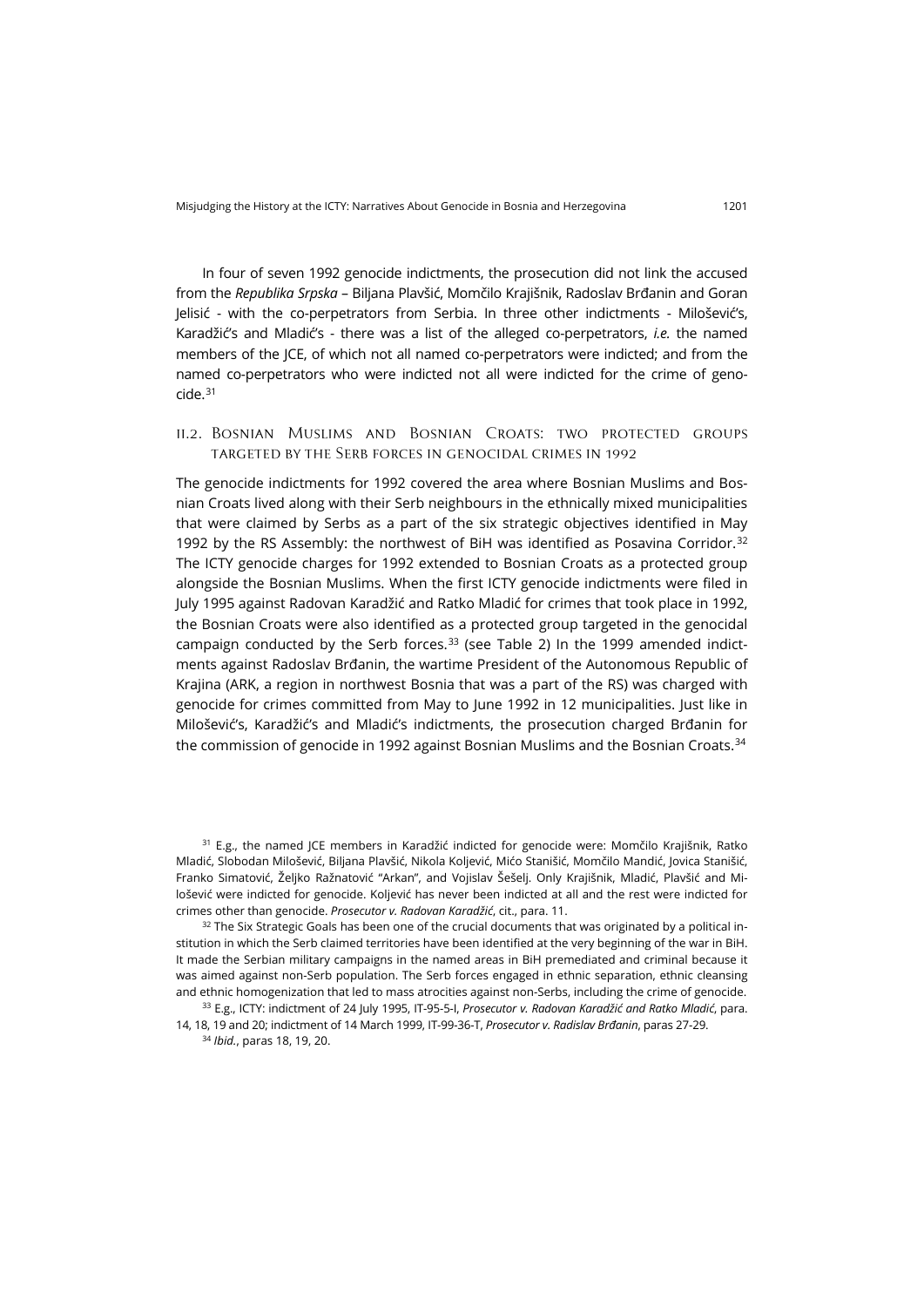In four of seven 1992 genocide indictments, the prosecution did not link the accused from the *Republika Srpska* – Biljana Plavšić, Momčilo Krajišnik, Radoslav Brđanin and Goran Jelisić - with the co-perpetrators from Serbia. In three other indictments - Milošević's, Karadžić's and Mladić's - there was a list of the alleged co-perpetrators, *i.e.* the named members of the JCE, of which not all named co-perpetrators were indicted; and from the named co-perpetrators who were indicted not all were indicted for the crime of genocide.[31]

## II.2. Bosnian Muslims and Bosnian Croats: two protected groups targeted by the Serb forces in genocidal crimes in 1992

The genocide indictments for 1992 covered the area where Bosnian Muslims and Bosnian Croats lived along with their Serb neighbours in the ethnically mixed municipalities that were claimed by Serbs as a part of the six strategic objectives identified in May 1992 by the RS Assembly: the northwest of BiH was identified as Posavina Corridor.[32] The ICTY genocide charges for 1992 extended to Bosnian Croats as a protected group alongside the Bosnian Muslims. When the first ICTY genocide indictments were filed in July 1995 against Radovan Karadžić and Ratko Mladić for crimes that took place in 1992, the Bosnian Croats were also identified as a protected group targeted in the genocidal campaign conducted by the Serb forces.[33] (see Table 2) In the 1999 amended indictments against Radoslav Brđanin, the wartime President of the Autonomous Republic of Krajina (ARK, a region in northwest Bosnia that was a part of the RS) was charged with genocide for crimes committed from May to June 1992 in 12 municipalities. Just like in Milošević's, Karadžić's and Mladić's indictments, the prosecution charged Brđanin for the commission of genocide in 1992 against Bosnian Muslims and the Bosnian Croats.[34]

[31] E.g., the named JCE members in Karadžić indicted for genocide were: Momčilo Krajišnik, Ratko Mladić, Slobodan Milošević, Biljana Plavšić, Nikola Koljević, Mićo Stanišić, Momčilo Mandić, Jovica Stanišić, Franko Simatović, Željko Ražnatović "Arkan", and Vojislav Šešelj. Only Krajišnik, Mladić, Plavšić and Milošević were indicted for genocide. Koljević has never been indicted at all and the rest were indicted for crimes other than genocide. *Prosecutor v. Radovan Karadžić*, cit., para. 11.

[32] The Six Strategic Goals has been one of the crucial documents that was originated by a political institution in which the Serb claimed territories have been identified at the very beginning of the war in BiH. It made the Serbian military campaigns in the named areas in BiH premediated and criminal because it was aimed against non-Serb population. The Serb forces engaged in ethnic separation, ethnic cleansing and ethnic homogenization that led to mass atrocities against non-Serbs, including the crime of genocide.

[33] E.g., ICTY: indictment of 24 July 1995, IT-95-5-I, *Prosecutor v. Radovan Karadžić and Ratko Mladić*, para. 14, 18, 19 and 20; indictment of 14 March 1999, IT-99-36-T, *Prosecutor v. Radislav Brđanin*, paras 27-29.

[34] *Ibid.*, paras 18, 19, 20.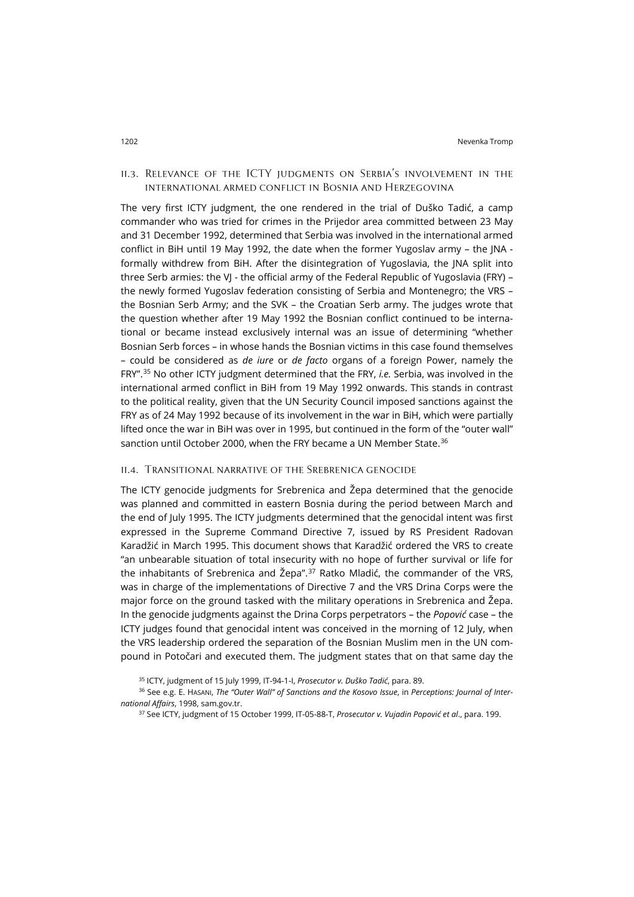## II.3. Relevance of the ICTY judgments on Serbia's involvement in the international armed conflict in Bosnia and Herzegovina

The very first ICTY judgment, the one rendered in the trial of Duško Tadić, a camp commander who was tried for crimes in the Prijedor area committed between 23 May and 31 December 1992, determined that Serbia was involved in the international armed conflict in BiH until 19 May 1992, the date when the former Yugoslav army – the JNA - formally withdrew from BiH. After the disintegration of Yugoslavia, the JNA split into three Serb armies: the VJ - the official army of the Federal Republic of Yugoslavia (FRY) – the newly formed Yugoslav federation consisting of Serbia and Montenegro; the VRS – the Bosnian Serb Army; and the SVK – the Croatian Serb army. The judges wrote that the question whether after 19 May 1992 the Bosnian conflict continued to be international or became instead exclusively internal was an issue of determining "whether Bosnian Serb forces – in whose hands the Bosnian victims in this case found themselves – could be considered as *de iure* or *de facto* organs of a foreign Power, namely the FRY".[35] No other ICTY judgment determined that the FRY, *i.e.* Serbia, was involved in the international armed conflict in BiH from 19 May 1992 onwards. This stands in contrast to the political reality, given that the UN Security Council imposed sanctions against the FRY as of 24 May 1992 because of its involvement in the war in BiH, which were partially lifted once the war in BiH was over in 1995, but continued in the form of the "outer wall" sanction until October 2000, when the FRY became a UN Member State.[36]

## II.4. Transitional narrative of the Srebrenica genocide

The ICTY genocide judgments for Srebrenica and Žepa determined that the genocide was planned and committed in eastern Bosnia during the period between March and the end of July 1995. The ICTY judgments determined that the genocidal intent was first expressed in the Supreme Command Directive 7, issued by RS President Radovan Karadžić in March 1995. This document shows that Karadžić ordered the VRS to create "an unbearable situation of total insecurity with no hope of further survival or life for the inhabitants of Srebrenica and Žepa".[37] Ratko Mladić, the commander of the VRS, was in charge of the implementations of Directive 7 and the VRS Drina Corps were the major force on the ground tasked with the military operations in Srebrenica and Žepa. In the genocide judgments against the Drina Corps perpetrators – the *Popović* case – the ICTY judges found that genocidal intent was conceived in the morning of 12 July, when the VRS leadership ordered the separation of the Bosnian Muslim men in the UN compound in Potočari and executed them. The judgment states that on that same day the

---

[35] ICTY, judgment of 15 July 1999, IT-94-1-I, *Prosecutor v. Duško Tadić*, para. 89.

[36] See e.g. E. Hasani, *The "Outer Wall" of Sanctions and the Kosovo Issue*, in *Perceptions: Journal of International Affairs*, 1998, sam.gov.tr.

[37] See ICTY, judgment of 15 October 1999, IT-05-88-T, *Prosecutor v. Vujadin Popović et al*., para. 199.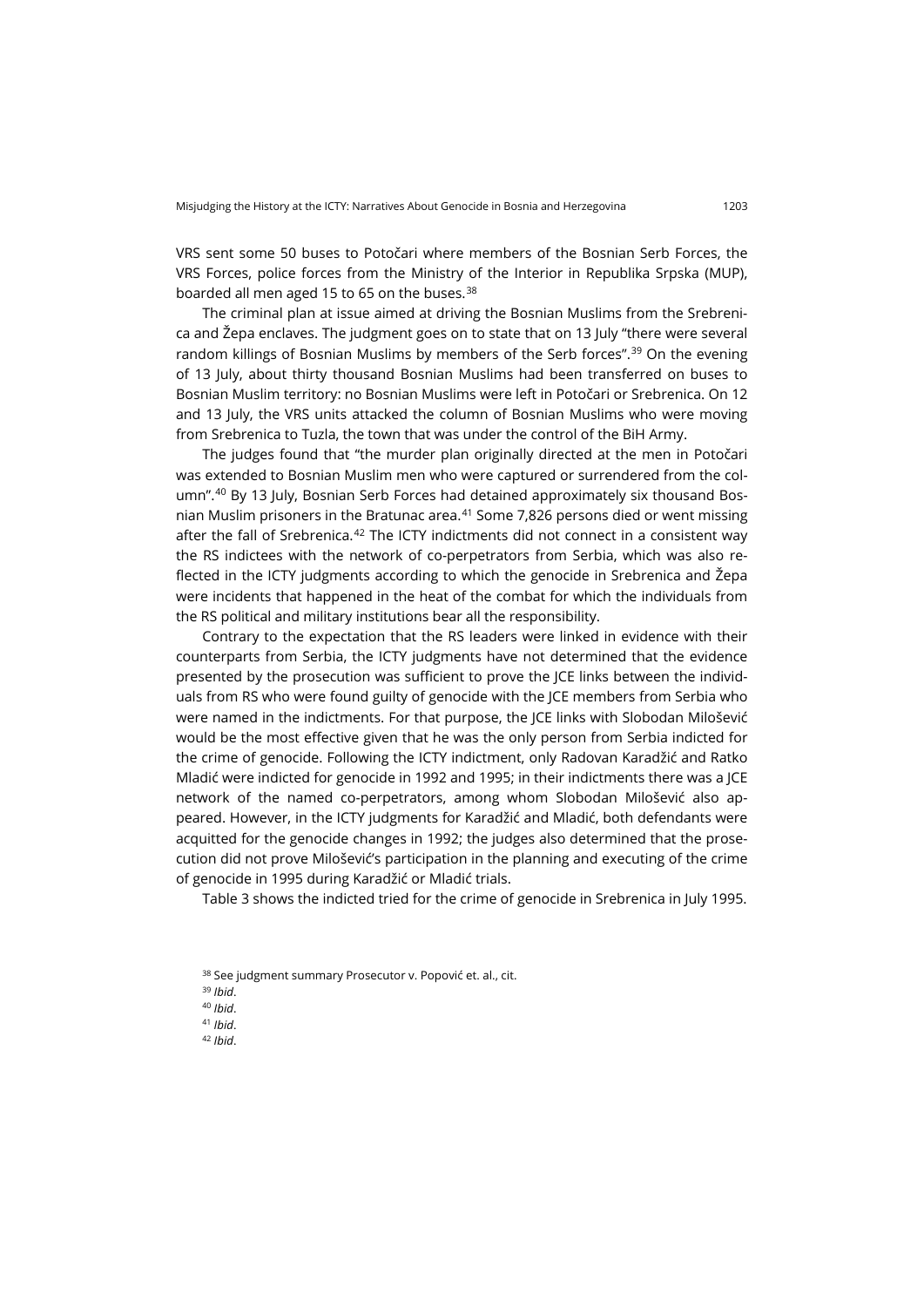VRS sent some 50 buses to Potočari where members of the Bosnian Serb Forces, the VRS Forces, police forces from the Ministry of the Interior in Republika Srpska (MUP), boarded all men aged 15 to 65 on the buses.[38]

The criminal plan at issue aimed at driving the Bosnian Muslims from the Srebrenica and Žepa enclaves. The judgment goes on to state that on 13 July "there were several random killings of Bosnian Muslims by members of the Serb forces".[39] On the evening of 13 July, about thirty thousand Bosnian Muslims had been transferred on buses to Bosnian Muslim territory: no Bosnian Muslims were left in Potočari or Srebrenica. On 12 and 13 July, the VRS units attacked the column of Bosnian Muslims who were moving from Srebrenica to Tuzla, the town that was under the control of the BiH Army.

The judges found that "the murder plan originally directed at the men in Potočari was extended to Bosnian Muslim men who were captured or surrendered from the column".[40] By 13 July, Bosnian Serb Forces had detained approximately six thousand Bosnian Muslim prisoners in the Bratunac area.[41] Some 7,826 persons died or went missing after the fall of Srebrenica.[42] The ICTY indictments did not connect in a consistent way the RS indictees with the network of co-perpetrators from Serbia, which was also reflected in the ICTY judgments according to which the genocide in Srebrenica and Žepa were incidents that happened in the heat of the combat for which the individuals from the RS political and military institutions bear all the responsibility.

Contrary to the expectation that the RS leaders were linked in evidence with their counterparts from Serbia, the ICTY judgments have not determined that the evidence presented by the prosecution was sufficient to prove the JCE links between the individuals from RS who were found guilty of genocide with the JCE members from Serbia who were named in the indictments. For that purpose, the JCE links with Slobodan Milošević would be the most effective given that he was the only person from Serbia indicted for the crime of genocide. Following the ICTY indictment, only Radovan Karadžić and Ratko Mladić were indicted for genocide in 1992 and 1995; in their indictments there was a JCE network of the named co-perpetrators, among whom Slobodan Milošević also appeared. However, in the ICTY judgments for Karadžić and Mladić, both defendants were acquitted for the genocide changes in 1992; the judges also determined that the prosecution did not prove Milošević's participation in the planning and executing of the crime of genocide in 1995 during Karadžić or Mladić trials.

Table 3 shows the indicted tried for the crime of genocide in Srebrenica in July 1995.

[38] See judgment summary Prosecutor v. Popović et. al., cit.

[39] *Ibid*.

[40] *Ibid*.

[41] *Ibid*.

[42] *Ibid*.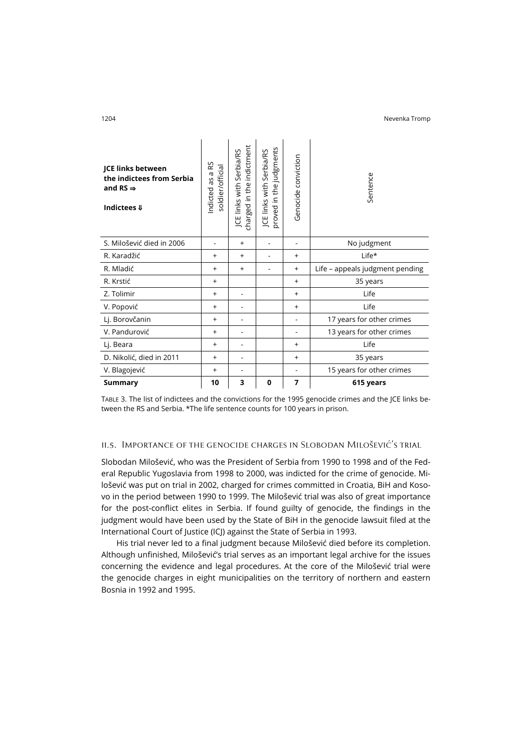| JCE links between the indictees from Serbia and RS ⇒<br><br>Indictees ⇓ | Indicted as a RS soldier/official | JCE links with Serbia/RS charged in the indictment | JCE links with Serbia/RS proved in the judgments | Genocide conviction | Sentence |
|---|---|---|---|---|---|
| S. Milošević died in 2006 | - | + | - | - | No judgment |
| R. Karadžić | + | + | - | + | Life* |
| R. Mladić | + | + | - | + | Life – appeals judgment pending |
| R. Krstić | + | | | + | 35 years |
| Z. Tolimir | + | - | | + | Life |
| V. Popović | + | - | | + | Life |
| Lj. Borovčanin | + | - | | - | 17 years for other crimes |
| V. Pandurović | + | - | | - | 13 years for other crimes |
| Lj. Beara | + | - | | + | Life |
| D. Nikolić, died in 2011 | + | - | | + | 35 years |
| V. Blagojević | + | - | | - | 15 years for other crimes |
| **Summary** | **10** | **3** | **0** | **7** | **615 years** |

TABLE 3. The list of indictees and the convictions for the 1995 genocide crimes and the JCE links between the RS and Serbia. *The life sentence counts for 100 years in prison.

### II.5. Importance of the genocide charges in Slobodan Milošević's trial

Slobodan Milošević, who was the President of Serbia from 1990 to 1998 and of the Federal Republic Yugoslavia from 1998 to 2000, was indicted for the crime of genocide. Milošević was put on trial in 2002, charged for crimes committed in Croatia, BiH and Kosovo in the period between 1990 to 1999. The Milošević trial was also of great importance for the post-conflict elites in Serbia. If found guilty of genocide, the findings in the judgment would have been used by the State of BiH in the genocide lawsuit filed at the International Court of Justice (ICJ) against the State of Serbia in 1993.

His trial never led to a final judgment because Milošević died before its completion. Although unfinished, Milošević's trial serves as an important legal archive for the issues concerning the evidence and legal procedures. At the core of the Milošević trial were the genocide charges in eight municipalities on the territory of northern and eastern Bosnia in 1992 and 1995.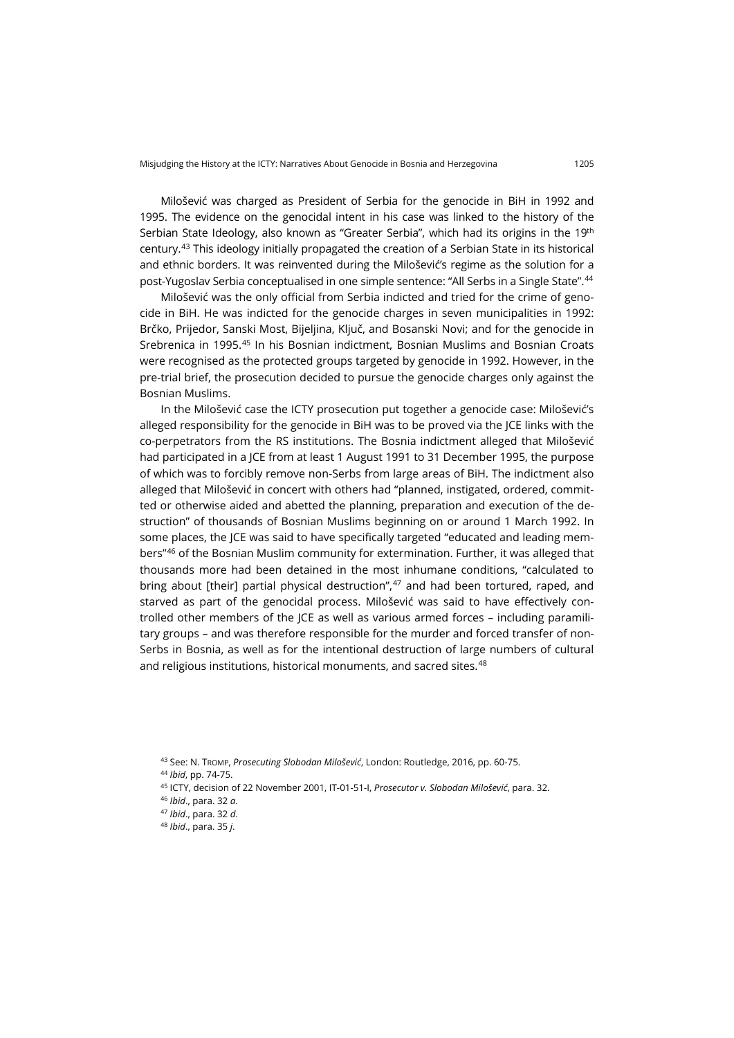Milošević was charged as President of Serbia for the genocide in BiH in 1992 and 1995. The evidence on the genocidal intent in his case was linked to the history of the Serbian State Ideology, also known as "Greater Serbia", which had its origins in the 19th century.[43] This ideology initially propagated the creation of a Serbian State in its historical and ethnic borders. It was reinvented during the Milošević's regime as the solution for a post-Yugoslav Serbia conceptualised in one simple sentence: "All Serbs in a Single State".[44]

Milošević was the only official from Serbia indicted and tried for the crime of genocide in BiH. He was indicted for the genocide charges in seven municipalities in 1992: Brčko, Prijedor, Sanski Most, Bijeljina, Ključ, and Bosanski Novi; and for the genocide in Srebrenica in 1995.[45] In his Bosnian indictment, Bosnian Muslims and Bosnian Croats were recognised as the protected groups targeted by genocide in 1992. However, in the pre-trial brief, the prosecution decided to pursue the genocide charges only against the Bosnian Muslims.

In the Milošević case the ICTY prosecution put together a genocide case: Milošević's alleged responsibility for the genocide in BiH was to be proved via the JCE links with the co-perpetrators from the RS institutions. The Bosnia indictment alleged that Milošević had participated in a JCE from at least 1 August 1991 to 31 December 1995, the purpose of which was to forcibly remove non-Serbs from large areas of BiH. The indictment also alleged that Milošević in concert with others had "planned, instigated, ordered, committed or otherwise aided and abetted the planning, preparation and execution of the destruction" of thousands of Bosnian Muslims beginning on or around 1 March 1992. In some places, the JCE was said to have specifically targeted "educated and leading members"[46] of the Bosnian Muslim community for extermination. Further, it was alleged that thousands more had been detained in the most inhumane conditions, "calculated to bring about [their] partial physical destruction",[47] and had been tortured, raped, and starved as part of the genocidal process. Milošević was said to have effectively controlled other members of the JCE as well as various armed forces – including paramilitary groups – and was therefore responsible for the murder and forced transfer of non-Serbs in Bosnia, as well as for the intentional destruction of large numbers of cultural and religious institutions, historical monuments, and sacred sites.[48]

[43] See: N. Tromp, *Prosecuting Slobodan Milošević*, London: Routledge, 2016, pp. 60-75.

[44] *Ibid*, pp. 74-75.

[45] ICTY, decision of 22 November 2001, IT-01-51-I, *Prosecutor v. Slobodan Milošević*, para. 32.

[46] *Ibid*., para. 32 *a*.

[47] *Ibid*., para. 32 *d*.

[48] *Ibid*., para. 35 *j*.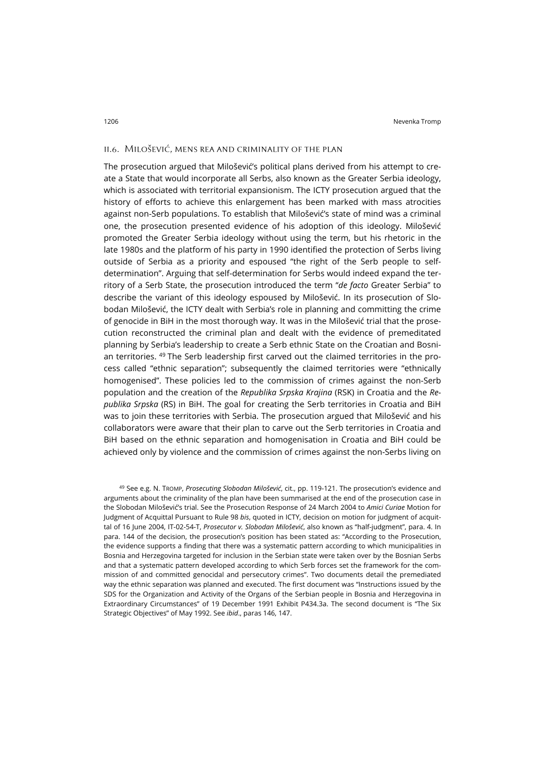### II.6. Milošević, mens rea and criminality of the plan

The prosecution argued that Milošević's political plans derived from his attempt to create a State that would incorporate all Serbs, also known as the Greater Serbia ideology, which is associated with territorial expansionism. The ICTY prosecution argued that the history of efforts to achieve this enlargement has been marked with mass atrocities against non-Serb populations. To establish that Milošević's state of mind was a criminal one, the prosecution presented evidence of his adoption of this ideology. Milošević promoted the Greater Serbia ideology without using the term, but his rhetoric in the late 1980s and the platform of his party in 1990 identified the protection of Serbs living outside of Serbia as a priority and espoused "the right of the Serb people to self-determination". Arguing that self-determination for Serbs would indeed expand the territory of a Serb State, the prosecution introduced the term "*de facto* Greater Serbia" to describe the variant of this ideology espoused by Milošević. In its prosecution of Slobodan Milošević, the ICTY dealt with Serbia's role in planning and committing the crime of genocide in BiH in the most thorough way. It was in the Milošević trial that the prosecution reconstructed the criminal plan and dealt with the evidence of premeditated planning by Serbia's leadership to create a Serb ethnic State on the Croatian and Bosnian territories. [49] The Serb leadership first carved out the claimed territories in the process called "ethnic separation"; subsequently the claimed territories were "ethnically homogenised". These policies led to the commission of crimes against the non-Serb population and the creation of the *Republika Srpska Krajina* (RSK) in Croatia and the *Republika Srpska* (RS) in BiH. The goal for creating the Serb territories in Croatia and BiH was to join these territories with Serbia. The prosecution argued that Milošević and his collaborators were aware that their plan to carve out the Serb territories in Croatia and BiH based on the ethnic separation and homogenisation in Croatia and BiH could be achieved only by violence and the commission of crimes against the non-Serbs living on

[49] See e.g. N. Tromp, *Prosecuting Slobodan Milošević*, cit., pp. 119-121. The prosecution's evidence and arguments about the criminality of the plan have been summarised at the end of the prosecution case in the Slobodan Milošević's trial. See the Prosecution Response of 24 March 2004 to *Amici Curiae* Motion for Judgment of Acquittal Pursuant to Rule 98 *bis*, quoted in ICTY, decision on motion for judgment of acquittal of 16 June 2004, IT-02-54-T, *Prosecutor v. Slobodan Milošević*, also known as "half-judgment", para. 4. In para. 144 of the decision, the prosecution's position has been stated as: "According to the Prosecution, the evidence supports a finding that there was a systematic pattern according to which municipalities in Bosnia and Herzegovina targeted for inclusion in the Serbian state were taken over by the Bosnian Serbs and that a systematic pattern developed according to which Serb forces set the framework for the commission of and committed genocidal and persecutory crimes". Two documents detail the premediated way the ethnic separation was planned and executed. The first document was "Instructions issued by the SDS for the Organization and Activity of the Organs of the Serbian people in Bosnia and Herzegovina in Extraordinary Circumstances" of 19 December 1991 Exhibit P434.3a. The second document is "The Six Strategic Objectives" of May 1992. See *ibid*., paras 146, 147.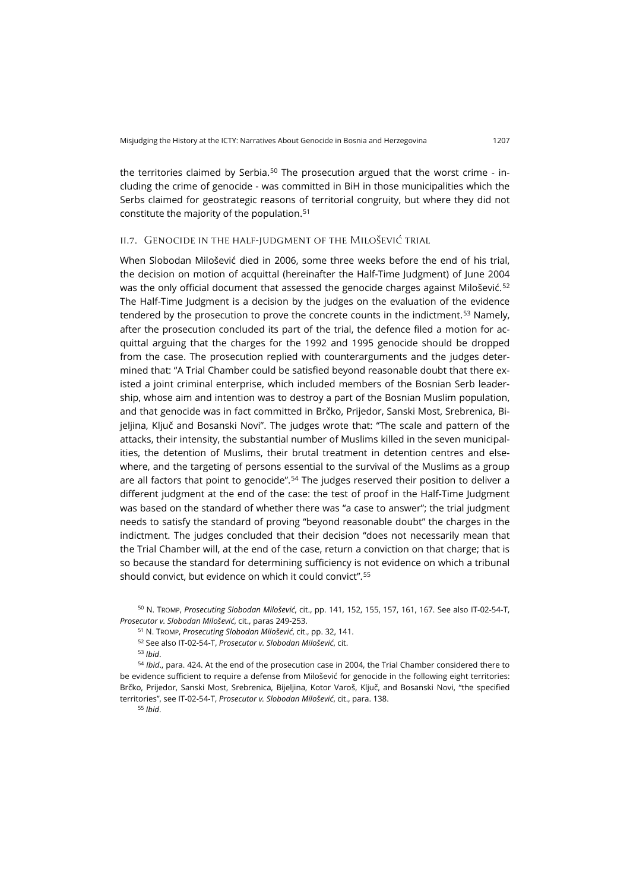the territories claimed by Serbia.[50] The prosecution argued that the worst crime - including the crime of genocide - was committed in BiH in those municipalities which the Serbs claimed for geostrategic reasons of territorial congruity, but where they did not constitute the majority of the population.[51]

### II.7. Genocide in the half-judgment of the Milošević trial

When Slobodan Milošević died in 2006, some three weeks before the end of his trial, the decision on motion of acquittal (hereinafter the Half-Time Judgment) of June 2004 was the only official document that assessed the genocide charges against Milošević.[52] The Half-Time Judgment is a decision by the judges on the evaluation of the evidence tendered by the prosecution to prove the concrete counts in the indictment.[53] Namely, after the prosecution concluded its part of the trial, the defence filed a motion for acquittal arguing that the charges for the 1992 and 1995 genocide should be dropped from the case. The prosecution replied with counterarguments and the judges determined that: "A Trial Chamber could be satisfied beyond reasonable doubt that there existed a joint criminal enterprise, which included members of the Bosnian Serb leadership, whose aim and intention was to destroy a part of the Bosnian Muslim population, and that genocide was in fact committed in Brčko, Prijedor, Sanski Most, Srebrenica, Bijeljina, Ključ and Bosanski Novi". The judges wrote that: "The scale and pattern of the attacks, their intensity, the substantial number of Muslims killed in the seven municipalities, the detention of Muslims, their brutal treatment in detention centres and elsewhere, and the targeting of persons essential to the survival of the Muslims as a group are all factors that point to genocide".[54] The judges reserved their position to deliver a different judgment at the end of the case: the test of proof in the Half-Time Judgment was based on the standard of whether there was "a case to answer"; the trial judgment needs to satisfy the standard of proving "beyond reasonable doubt" the charges in the indictment. The judges concluded that their decision "does not necessarily mean that the Trial Chamber will, at the end of the case, return a conviction on that charge; that is so because the standard for determining sufficiency is not evidence on which a tribunal should convict, but evidence on which it could convict".[55]

---

[50] N. Tromp, *Prosecuting Slobodan Milošević*, cit., pp. 141, 152, 155, 157, 161, 167. See also IT-02-54-T, *Prosecutor v. Slobodan Milošević*, cit., paras 249-253.

[51] N. Tromp, *Prosecuting Slobodan Milošević*, cit., pp. 32, 141.

[52] See also IT-02-54-T, *Prosecutor v. Slobodan Milošević*, cit.

[53] *Ibid*.

[54] *Ibid*., para. 424. At the end of the prosecution case in 2004, the Trial Chamber considered there to be evidence sufficient to require a defense from Milošević for genocide in the following eight territories: Brčko, Prijedor, Sanski Most, Srebrenica, Bijeljina, Kotor Varoš, Ključ, and Bosanski Novi, "the specified territories", see IT-02-54-T, *Prosecutor v. Slobodan Milošević*, cit., para. 138.

[55] *Ibid*.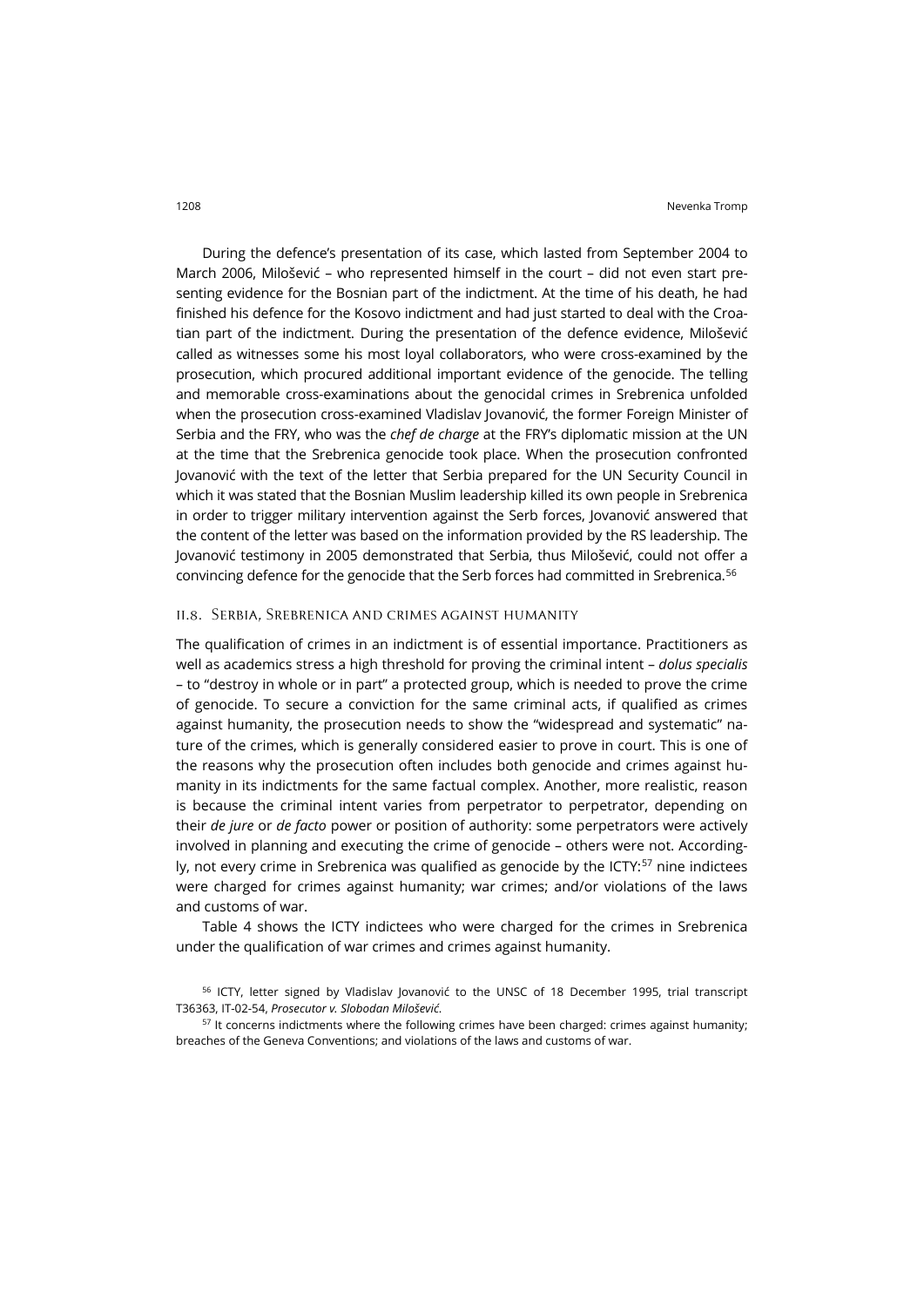During the defence's presentation of its case, which lasted from September 2004 to March 2006, Milošević – who represented himself in the court – did not even start presenting evidence for the Bosnian part of the indictment. At the time of his death, he had finished his defence for the Kosovo indictment and had just started to deal with the Croatian part of the indictment. During the presentation of the defence evidence, Milošević called as witnesses some his most loyal collaborators, who were cross-examined by the prosecution, which procured additional important evidence of the genocide. The telling and memorable cross-examinations about the genocidal crimes in Srebrenica unfolded when the prosecution cross-examined Vladislav Jovanović, the former Foreign Minister of Serbia and the FRY, who was the *chef de charge* at the FRY's diplomatic mission at the UN at the time that the Srebrenica genocide took place. When the prosecution confronted Jovanović with the text of the letter that Serbia prepared for the UN Security Council in which it was stated that the Bosnian Muslim leadership killed its own people in Srebrenica in order to trigger military intervention against the Serb forces, Jovanović answered that the content of the letter was based on the information provided by the RS leadership. The Jovanović testimony in 2005 demonstrated that Serbia, thus Milošević, could not offer a convincing defence for the genocide that the Serb forces had committed in Srebrenica.[56]

### II.8. Serbia, Srebrenica and crimes against humanity

The qualification of crimes in an indictment is of essential importance. Practitioners as well as academics stress a high threshold for proving the criminal intent – *dolus specialis* – to "destroy in whole or in part" a protected group, which is needed to prove the crime of genocide. To secure a conviction for the same criminal acts, if qualified as crimes against humanity, the prosecution needs to show the "widespread and systematic" nature of the crimes, which is generally considered easier to prove in court. This is one of the reasons why the prosecution often includes both genocide and crimes against humanity in its indictments for the same factual complex. Another, more realistic, reason is because the criminal intent varies from perpetrator to perpetrator, depending on their *de jure* or *de facto* power or position of authority: some perpetrators were actively involved in planning and executing the crime of genocide – others were not. Accordingly, not every crime in Srebrenica was qualified as genocide by the ICTY:[57] nine indictees were charged for crimes against humanity; war crimes; and/or violations of the laws and customs of war.

Table 4 shows the ICTY indictees who were charged for the crimes in Srebrenica under the qualification of war crimes and crimes against humanity.

[56] ICTY, letter signed by Vladislav Jovanović to the UNSC of 18 December 1995, trial transcript T36363, IT-02-54, *Prosecutor v. Slobodan Milošević*.

[57] It concerns indictments where the following crimes have been charged: crimes against humanity; breaches of the Geneva Conventions; and violations of the laws and customs of war.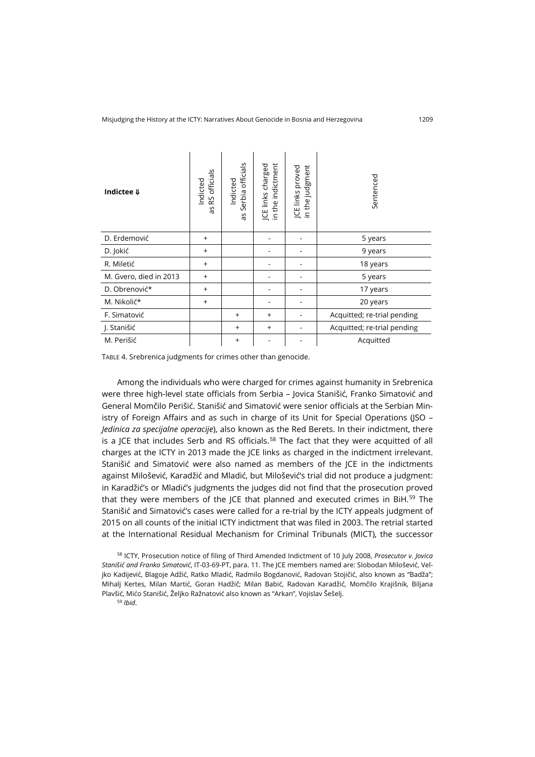| Indictee ⇓ | Indicted as RS officials | Indicted as Serbia officials | JCE links charged in the indictment | JCE links proved in the judgment | Sentenced |
|---|---|---|---|---|---|
| D. Erdemović | + | | - | - | 5 years |
| D. Jokić | + | | - | - | 9 years |
| R. Miletić | + | | - | - | 18 years |
| M. Gvero, died in 2013 | + | | - | - | 5 years |
| D. Obrenović* | + | | - | - | 17 years |
| M. Nikolić* | + | | - | - | 20 years |
| F. Simatović | | + | + | - | Acquitted; re-trial pending |
| J. Stanišić | | + | + | - | Acquitted; re-trial pending |
| M. Perišić | | + | - | - | Acquitted |

TABLE 4. Srebrenica judgments for crimes other than genocide.

Among the individuals who were charged for crimes against humanity in Srebrenica were three high-level state officials from Serbia – Jovica Stanišić, Franko Simatović and General Momčilo Perišić. Stanišić and Simatović were senior officials at the Serbian Ministry of Foreign Affairs and as such in charge of its Unit for Special Operations (JSO – *Jedinica za specijalne operacije*), also known as the Red Berets. In their indictment, there is a JCE that includes Serb and RS officials.[58] The fact that they were acquitted of all charges at the ICTY in 2013 made the JCE links as charged in the indictment irrelevant. Stanišić and Simatović were also named as members of the JCE in the indictments against Milošević, Karadžić and Mladić, but Milošević's trial did not produce a judgment: in Karadžić's or Mladić's judgments the judges did not find that the prosecution proved that they were members of the JCE that planned and executed crimes in BiH.[59] The Stanišić and Simatović's cases were called for a re-trial by the ICTY appeals judgment of 2015 on all counts of the initial ICTY indictment that was filed in 2003. The retrial started at the International Residual Mechanism for Criminal Tribunals (MICT), the successor

[58] ICTY, Prosecution notice of filing of Third Amended Indictment of 10 July 2008, *Prosecutor v. Jovica Stanišić and Franko Simatović*, IT-03-69-PT, para. 11. The JCE members named are: Slobodan Milošević, Veljko Kadijević, Blagoje Adžić, Ratko Mladić, Radmilo Bogdanović, Radovan Stojičić, also known as "Badža"; Mihalj Kertes, Milan Martić, Goran Hadžič; Milan Babić, Radovan Karadžić, Momčilo Krajišnik, Biljana Plavšić, Mićo Stanišić, Željko Ražnatović also known as "Arkan", Vojislav Šešelj.

[59] *Ibid*.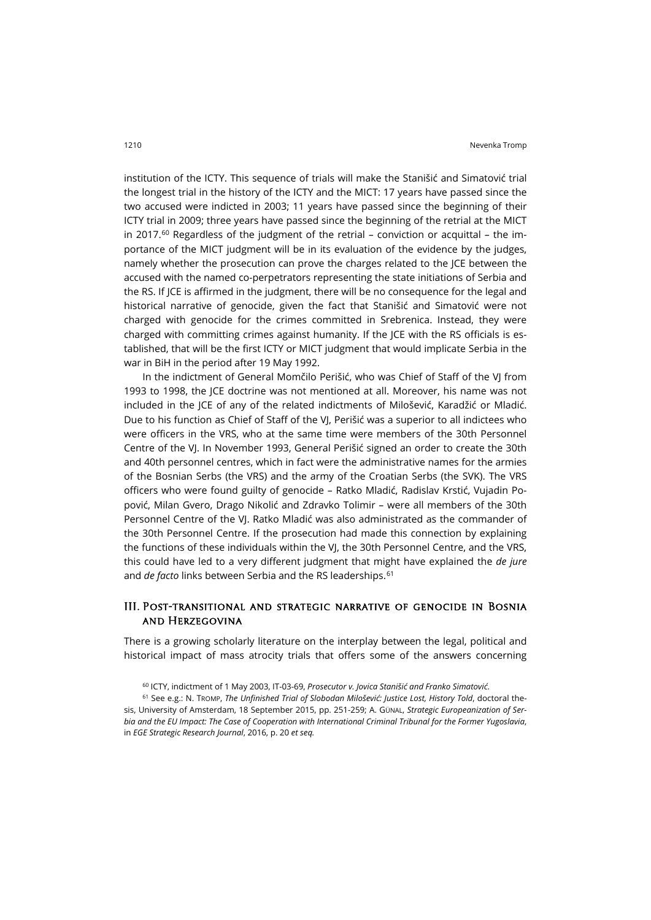institution of the ICTY. This sequence of trials will make the Stanišić and Simatović trial the longest trial in the history of the ICTY and the MICT: 17 years have passed since the two accused were indicted in 2003; 11 years have passed since the beginning of their ICTY trial in 2009; three years have passed since the beginning of the retrial at the MICT in 2017.[60] Regardless of the judgment of the retrial – conviction or acquittal – the importance of the MICT judgment will be in its evaluation of the evidence by the judges, namely whether the prosecution can prove the charges related to the JCE between the accused with the named co-perpetrators representing the state initiations of Serbia and the RS. If JCE is affirmed in the judgment, there will be no consequence for the legal and historical narrative of genocide, given the fact that Stanišić and Simatović were not charged with genocide for the crimes committed in Srebrenica. Instead, they were charged with committing crimes against humanity. If the JCE with the RS officials is established, that will be the first ICTY or MICT judgment that would implicate Serbia in the war in BiH in the period after 19 May 1992.

In the indictment of General Momčilo Perišić, who was Chief of Staff of the VJ from 1993 to 1998, the JCE doctrine was not mentioned at all. Moreover, his name was not included in the JCE of any of the related indictments of Milošević, Karadžić or Mladić. Due to his function as Chief of Staff of the VJ, Perišić was a superior to all indictees who were officers in the VRS, who at the same time were members of the 30th Personnel Centre of the VJ. In November 1993, General Perišić signed an order to create the 30th and 40th personnel centres, which in fact were the administrative names for the armies of the Bosnian Serbs (the VRS) and the army of the Croatian Serbs (the SVK). The VRS officers who were found guilty of genocide – Ratko Mladić, Radislav Krstić, Vujadin Popović, Milan Gvero, Drago Nikolić and Zdravko Tolimir – were all members of the 30th Personnel Centre of the VJ. Ratko Mladić was also administrated as the commander of the 30th Personnel Centre. If the prosecution had made this connection by explaining the functions of these individuals within the VJ, the 30th Personnel Centre, and the VRS, this could have led to a very different judgment that might have explained the *de jure* and *de facto* links between Serbia and the RS leaderships.[61]

## III. Post-transitional and strategic narrative of genocide in Bosnia and Herzegovina

There is a growing scholarly literature on the interplay between the legal, political and historical impact of mass atrocity trials that offers some of the answers concerning

[60] ICTY, indictment of 1 May 2003, IT-03-69, *Prosecutor v. Jovica Stanišić and Franko Simatović*.

[61] See e.g.: N. Tromp, *The Unfinished Trial of Slobodan Milošević: Justice Lost, History Told*, doctoral thesis, University of Amsterdam, 18 September 2015, pp. 251-259; A. Günal, *Strategic Europeanization of Serbia and the EU Impact: The Case of Cooperation with International Criminal Tribunal for the Former Yugoslavia*, in *EGE Strategic Research Journal*, 2016, p. 20 *et seq.*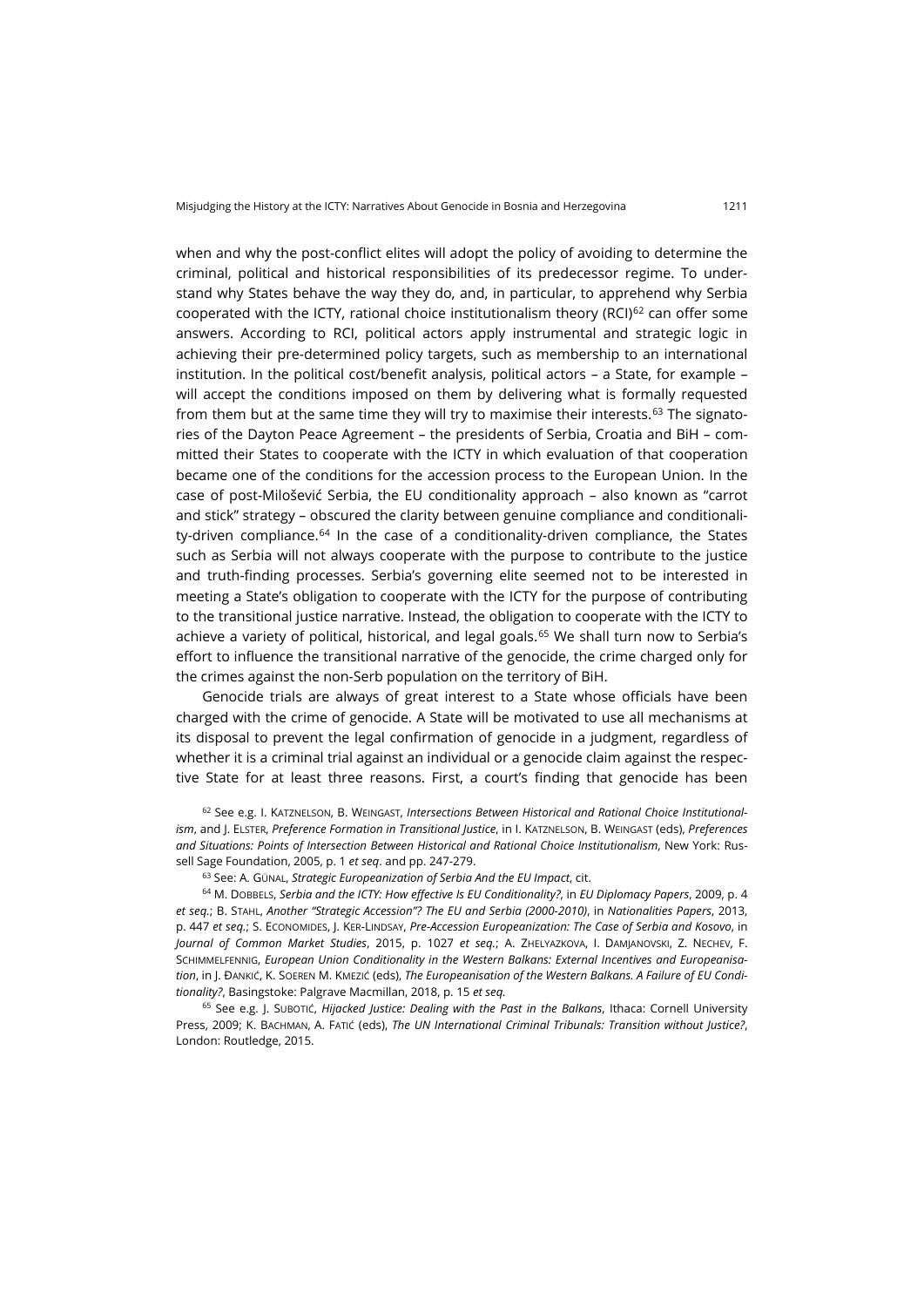when and why the post-conflict elites will adopt the policy of avoiding to determine the criminal, political and historical responsibilities of its predecessor regime. To understand why States behave the way they do, and, in particular, to apprehend why Serbia cooperated with the ICTY, rational choice institutionalism theory (RCI)[62] can offer some answers. According to RCI, political actors apply instrumental and strategic logic in achieving their pre-determined policy targets, such as membership to an international institution. In the political cost/benefit analysis, political actors – a State, for example – will accept the conditions imposed on them by delivering what is formally requested from them but at the same time they will try to maximise their interests.[63] The signatories of the Dayton Peace Agreement – the presidents of Serbia, Croatia and BiH – committed their States to cooperate with the ICTY in which evaluation of that cooperation became one of the conditions for the accession process to the European Union. In the case of post-Milošević Serbia, the EU conditionality approach – also known as "carrot and stick" strategy – obscured the clarity between genuine compliance and conditionality-driven compliance.[64] In the case of a conditionality-driven compliance, the States such as Serbia will not always cooperate with the purpose to contribute to the justice and truth-finding processes. Serbia's governing elite seemed not to be interested in meeting a State's obligation to cooperate with the ICTY for the purpose of contributing to the transitional justice narrative. Instead, the obligation to cooperate with the ICTY to achieve a variety of political, historical, and legal goals.[65] We shall turn now to Serbia's effort to influence the transitional narrative of the genocide, the crime charged only for the crimes against the non-Serb population on the territory of BiH.

Genocide trials are always of great interest to a State whose officials have been charged with the crime of genocide. A State will be motivated to use all mechanisms at its disposal to prevent the legal confirmation of genocide in a judgment, regardless of whether it is a criminal trial against an individual or a genocide claim against the respective State for at least three reasons. First, a court's finding that genocide has been

[62] See e.g. I. Katznelson, B. Weingast, *Intersections Between Historical and Rational Choice Institutionalism*, and J. Elster, *Preference Formation in Transitional Justice*, in I. Katznelson, B. Weingast (eds), *Preferences and Situations: Points of Intersection Between Historical and Rational Choice Institutionalism*, New York: Russell Sage Foundation, 2005, p. 1 *et seq*. and pp. 247-279.

[63] See: A. Günal, *Strategic Europeanization of Serbia And the EU Impact*, cit.

[64] M. Dobbels, *Serbia and the ICTY: How effective Is EU Conditionality?*, in *EU Diplomacy Papers*, 2009, p. 4 *et seq*.; B. Stahl, *Another "Strategic Accession"? The EU and Serbia (2000-2010)*, in *Nationalities Papers*, 2013, p. 447 *et seq*.; S. Economides, J. Ker-Lindsay, *Pre-Accession Europeanization: The Case of Serbia and Kosovo*, in *Journal of Common Market Studies*, 2015, p. 1027 *et seq*.; A. Zhelyazkova, I. Damjanovski, Z. Nechev, F. Schimmelfennig, *European Union Conditionality in the Western Balkans: External Incentives and Europeanisation*, in J. Đankić, K. Soeren M. Kmezić (eds), *The Europeanisation of the Western Balkans. A Failure of EU Conditionality?*, Basingstoke: Palgrave Macmillan, 2018, p. 15 *et seq.*

[65] See e.g. J. Subotić, *Hijacked Justice: Dealing with the Past in the Balkans*, Ithaca: Cornell University Press, 2009; K. Bachman, A. Fatić (eds), *The UN International Criminal Tribunals: Transition without Justice?*, London: Routledge, 2015.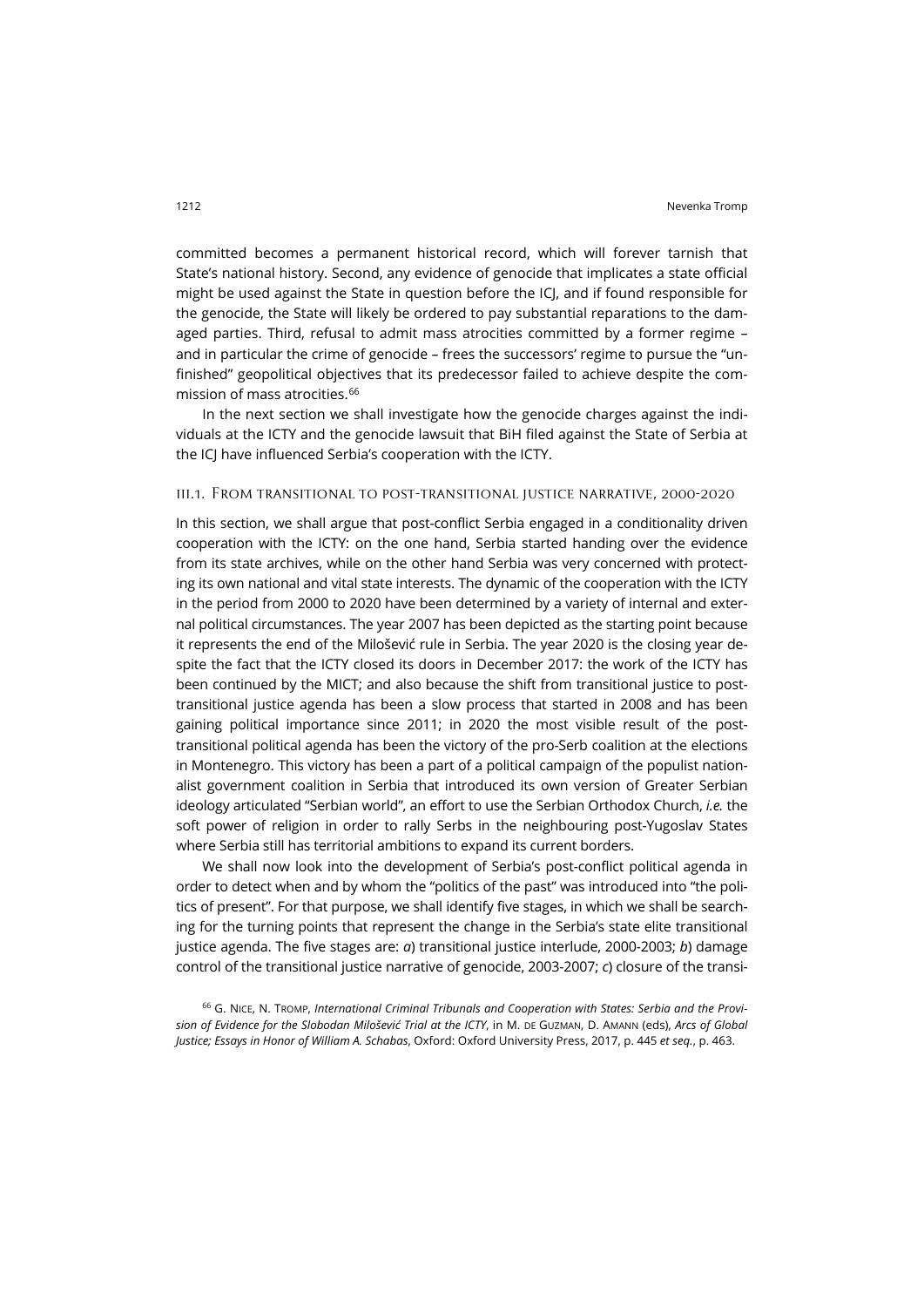committed becomes a permanent historical record, which will forever tarnish that State's national history. Second, any evidence of genocide that implicates a state official might be used against the State in question before the ICJ, and if found responsible for the genocide, the State will likely be ordered to pay substantial reparations to the damaged parties. Third, refusal to admit mass atrocities committed by a former regime – and in particular the crime of genocide – frees the successors' regime to pursue the "unfinished" geopolitical objectives that its predecessor failed to achieve despite the commission of mass atrocities.[66]

In the next section we shall investigate how the genocide charges against the individuals at the ICTY and the genocide lawsuit that BiH filed against the State of Serbia at the ICJ have influenced Serbia's cooperation with the ICTY.

### III.1. From transitional to post-transitional justice narrative, 2000-2020

In this section, we shall argue that post-conflict Serbia engaged in a conditionality driven cooperation with the ICTY: on the one hand, Serbia started handing over the evidence from its state archives, while on the other hand Serbia was very concerned with protecting its own national and vital state interests. The dynamic of the cooperation with the ICTY in the period from 2000 to 2020 have been determined by a variety of internal and external political circumstances. The year 2007 has been depicted as the starting point because it represents the end of the Milošević rule in Serbia. The year 2020 is the closing year despite the fact that the ICTY closed its doors in December 2017: the work of the ICTY has been continued by the MICT; and also because the shift from transitional justice to post-transitional justice agenda has been a slow process that started in 2008 and has been gaining political importance since 2011; in 2020 the most visible result of the post-transitional political agenda has been the victory of the pro-Serb coalition at the elections in Montenegro. This victory has been a part of a political campaign of the populist nationalist government coalition in Serbia that introduced its own version of Greater Serbian ideology articulated "Serbian world", an effort to use the Serbian Orthodox Church, *i.e.* the soft power of religion in order to rally Serbs in the neighbouring post-Yugoslav States where Serbia still has territorial ambitions to expand its current borders.

We shall now look into the development of Serbia's post-conflict political agenda in order to detect when and by whom the "politics of the past" was introduced into "the politics of present". For that purpose, we shall identify five stages, in which we shall be searching for the turning points that represent the change in the Serbia's state elite transitional justice agenda. The five stages are: *a*) transitional justice interlude, 2000-2003; *b*) damage control of the transitional justice narrative of genocide, 2003-2007; *c*) closure of the transi-

[66] G. Nice, N. Tromp, *International Criminal Tribunals and Cooperation with States: Serbia and the Provision of Evidence for the Slobodan Milošević Trial at the ICTY*, in M. de Guzman, D. Amann (eds), *Arcs of Global Justice; Essays in Honor of William A. Schabas*, Oxford: Oxford University Press, 2017, p. 445 *et seq.*, p. 463.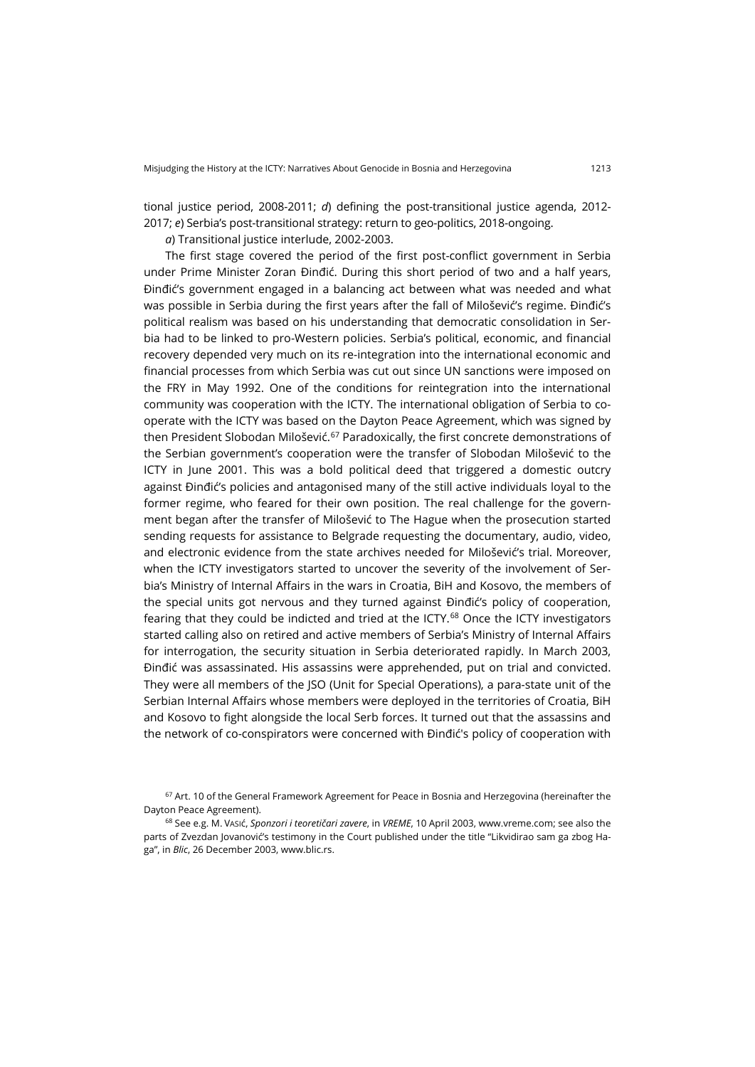tional justice period, 2008-2011; *d*) defining the post-transitional justice agenda, 2012-2017; *e*) Serbia's post-transitional strategy: return to geo-politics, 2018-ongoing.

*a*) Transitional justice interlude, 2002-2003.

The first stage covered the period of the first post-conflict government in Serbia under Prime Minister Zoran Đinđić. During this short period of two and a half years, Đinđić's government engaged in a balancing act between what was needed and what was possible in Serbia during the first years after the fall of Milošević's regime. Đinđić's political realism was based on his understanding that democratic consolidation in Serbia had to be linked to pro-Western policies. Serbia's political, economic, and financial recovery depended very much on its re-integration into the international economic and financial processes from which Serbia was cut out since UN sanctions were imposed on the FRY in May 1992. One of the conditions for reintegration into the international community was cooperation with the ICTY. The international obligation of Serbia to cooperate with the ICTY was based on the Dayton Peace Agreement, which was signed by then President Slobodan Milošević.[67] Paradoxically, the first concrete demonstrations of the Serbian government's cooperation were the transfer of Slobodan Milošević to the ICTY in June 2001. This was a bold political deed that triggered a domestic outcry against Đinđić's policies and antagonised many of the still active individuals loyal to the former regime, who feared for their own position. The real challenge for the government began after the transfer of Milošević to The Hague when the prosecution started sending requests for assistance to Belgrade requesting the documentary, audio, video, and electronic evidence from the state archives needed for Milošević's trial. Moreover, when the ICTY investigators started to uncover the severity of the involvement of Serbia's Ministry of Internal Affairs in the wars in Croatia, BiH and Kosovo, the members of the special units got nervous and they turned against Đinđić's policy of cooperation, fearing that they could be indicted and tried at the ICTY.[68] Once the ICTY investigators started calling also on retired and active members of Serbia's Ministry of Internal Affairs for interrogation, the security situation in Serbia deteriorated rapidly. In March 2003, Đinđić was assassinated. His assassins were apprehended, put on trial and convicted. They were all members of the JSO (Unit for Special Operations), a para-state unit of the Serbian Internal Affairs whose members were deployed in the territories of Croatia, BiH and Kosovo to fight alongside the local Serb forces. It turned out that the assassins and the network of co-conspirators were concerned with Đinđić's policy of cooperation with

[67] Art. 10 of the General Framework Agreement for Peace in Bosnia and Herzegovina (hereinafter the Dayton Peace Agreement).

[68] See e.g. M. Vasić, *Sponzori i teoretičari zavere*, in *VREME*, 10 April 2003, www.vreme.com; see also the parts of Zvezdan Jovanović's testimony in the Court published under the title "Likvidirao sam ga zbog Haga", in *Blic*, 26 December 2003, www.blic.rs.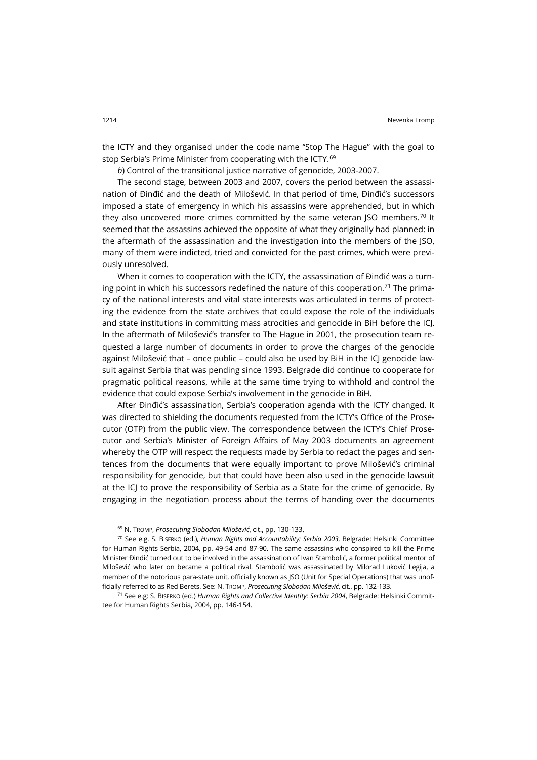the ICTY and they organised under the code name "Stop The Hague" with the goal to stop Serbia's Prime Minister from cooperating with the ICTY.[69]

*b*) Control of the transitional justice narrative of genocide, 2003-2007.

The second stage, between 2003 and 2007, covers the period between the assassination of Đinđić and the death of Milošević. In that period of time, Đinđić's successors imposed a state of emergency in which his assassins were apprehended, but in which they also uncovered more crimes committed by the same veteran JSO members.[70] It seemed that the assassins achieved the opposite of what they originally had planned: in the aftermath of the assassination and the investigation into the members of the JSO, many of them were indicted, tried and convicted for the past crimes, which were previously unresolved.

When it comes to cooperation with the ICTY, the assassination of Đinđić was a turning point in which his successors redefined the nature of this cooperation.[71] The primacy of the national interests and vital state interests was articulated in terms of protecting the evidence from the state archives that could expose the role of the individuals and state institutions in committing mass atrocities and genocide in BiH before the ICJ. In the aftermath of Milošević's transfer to The Hague in 2001, the prosecution team requested a large number of documents in order to prove the charges of the genocide against Milošević that – once public – could also be used by BiH in the ICJ genocide lawsuit against Serbia that was pending since 1993. Belgrade did continue to cooperate for pragmatic political reasons, while at the same time trying to withhold and control the evidence that could expose Serbia's involvement in the genocide in BiH.

After Đinđić's assassination, Serbia's cooperation agenda with the ICTY changed. It was directed to shielding the documents requested from the ICTY's Office of the Prosecutor (OTP) from the public view. The correspondence between the ICTY's Chief Prosecutor and Serbia's Minister of Foreign Affairs of May 2003 documents an agreement whereby the OTP will respect the requests made by Serbia to redact the pages and sentences from the documents that were equally important to prove Milošević's criminal responsibility for genocide, but that could have been also used in the genocide lawsuit at the ICJ to prove the responsibility of Serbia as a State for the crime of genocide. By engaging in the negotiation process about the terms of handing over the documents

[69] N. Tromp, *Prosecuting Slobodan Milošević*, cit., pp. 130-133.

[70] See e.g. S. Biserko (ed.), *Human Rights and Accountability: Serbia 2003*, Belgrade: Helsinki Committee for Human Rights Serbia, 2004, pp. 49-54 and 87-90. The same assassins who conspired to kill the Prime Minister Đinđić turned out to be involved in the assassination of Ivan Stambolić, a former political mentor of Milošević who later on became a political rival. Stambolić was assassinated by Milorad Luković Legija, a member of the notorious para-state unit, officially known as JSO (Unit for Special Operations) that was unofficially referred to as Red Berets. See: N. Tromp, *Prosecuting Slobodan Milošević*, cit., pp. 132-133.

[71] See e.g: S. Biserko (ed.) *Human Rights and Collective Identity: Serbia 2004*, Belgrade: Helsinki Committee for Human Rights Serbia, 2004, pp. 146-154.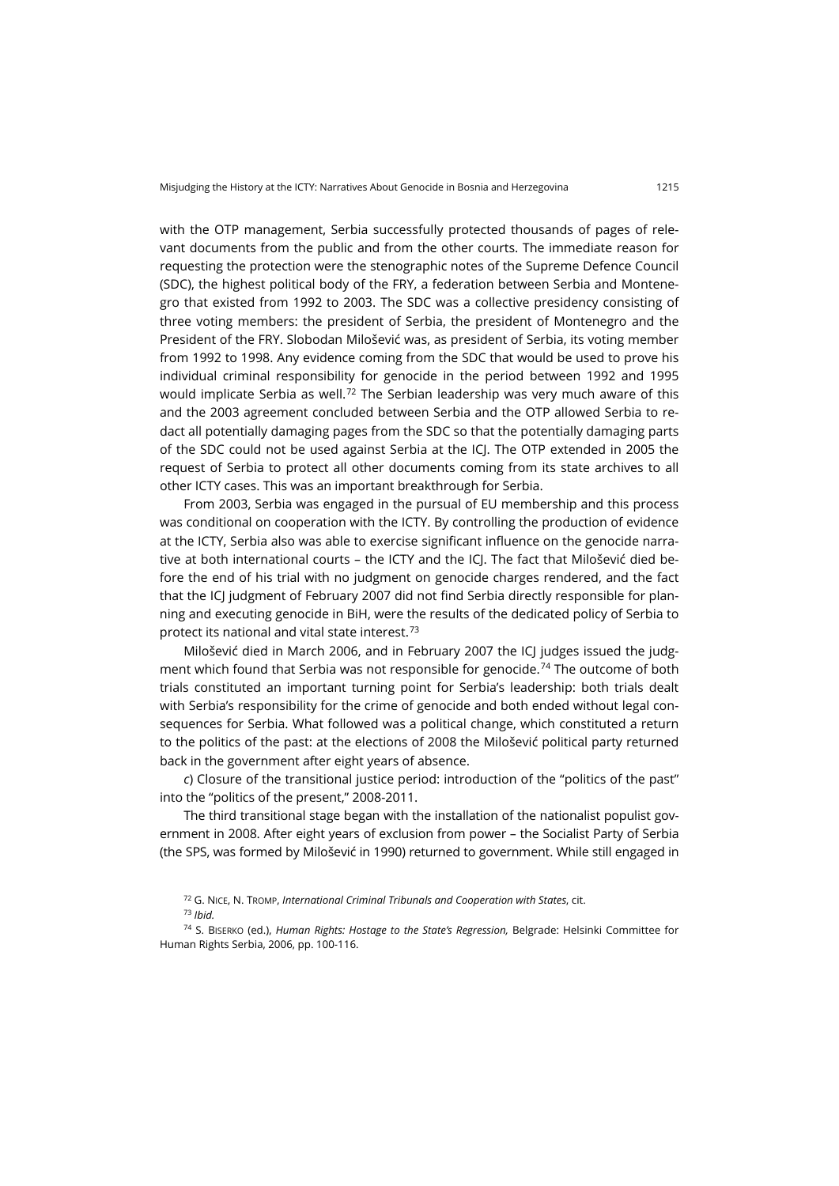with the OTP management, Serbia successfully protected thousands of pages of relevant documents from the public and from the other courts. The immediate reason for requesting the protection were the stenographic notes of the Supreme Defence Council (SDC), the highest political body of the FRY, a federation between Serbia and Montenegro that existed from 1992 to 2003. The SDC was a collective presidency consisting of three voting members: the president of Serbia, the president of Montenegro and the President of the FRY. Slobodan Milošević was, as president of Serbia, its voting member from 1992 to 1998. Any evidence coming from the SDC that would be used to prove his individual criminal responsibility for genocide in the period between 1992 and 1995 would implicate Serbia as well.[72] The Serbian leadership was very much aware of this and the 2003 agreement concluded between Serbia and the OTP allowed Serbia to redact all potentially damaging pages from the SDC so that the potentially damaging parts of the SDC could not be used against Serbia at the ICJ. The OTP extended in 2005 the request of Serbia to protect all other documents coming from its state archives to all other ICTY cases. This was an important breakthrough for Serbia.

From 2003, Serbia was engaged in the pursual of EU membership and this process was conditional on cooperation with the ICTY. By controlling the production of evidence at the ICTY, Serbia also was able to exercise significant influence on the genocide narrative at both international courts – the ICTY and the ICJ. The fact that Milošević died before the end of his trial with no judgment on genocide charges rendered, and the fact that the ICJ judgment of February 2007 did not find Serbia directly responsible for planning and executing genocide in BiH, were the results of the dedicated policy of Serbia to protect its national and vital state interest.[73]

Milošević died in March 2006, and in February 2007 the ICJ judges issued the judgment which found that Serbia was not responsible for genocide.[74] The outcome of both trials constituted an important turning point for Serbia's leadership: both trials dealt with Serbia's responsibility for the crime of genocide and both ended without legal consequences for Serbia. What followed was a political change, which constituted a return to the politics of the past: at the elections of 2008 the Milošević political party returned back in the government after eight years of absence.

*c*) Closure of the transitional justice period: introduction of the "politics of the past" into the "politics of the present," 2008-2011.

The third transitional stage began with the installation of the nationalist populist government in 2008. After eight years of exclusion from power – the Socialist Party of Serbia (the SPS, was formed by Milošević in 1990) returned to government. While still engaged in

[72] G. Nice, N. Tromp, *International Criminal Tribunals and Cooperation with States*, cit.

[73] *Ibid.*

[74] S. Biserko (ed.), *Human Rights: Hostage to the State's Regression,* Belgrade: Helsinki Committee for Human Rights Serbia, 2006, pp. 100-116.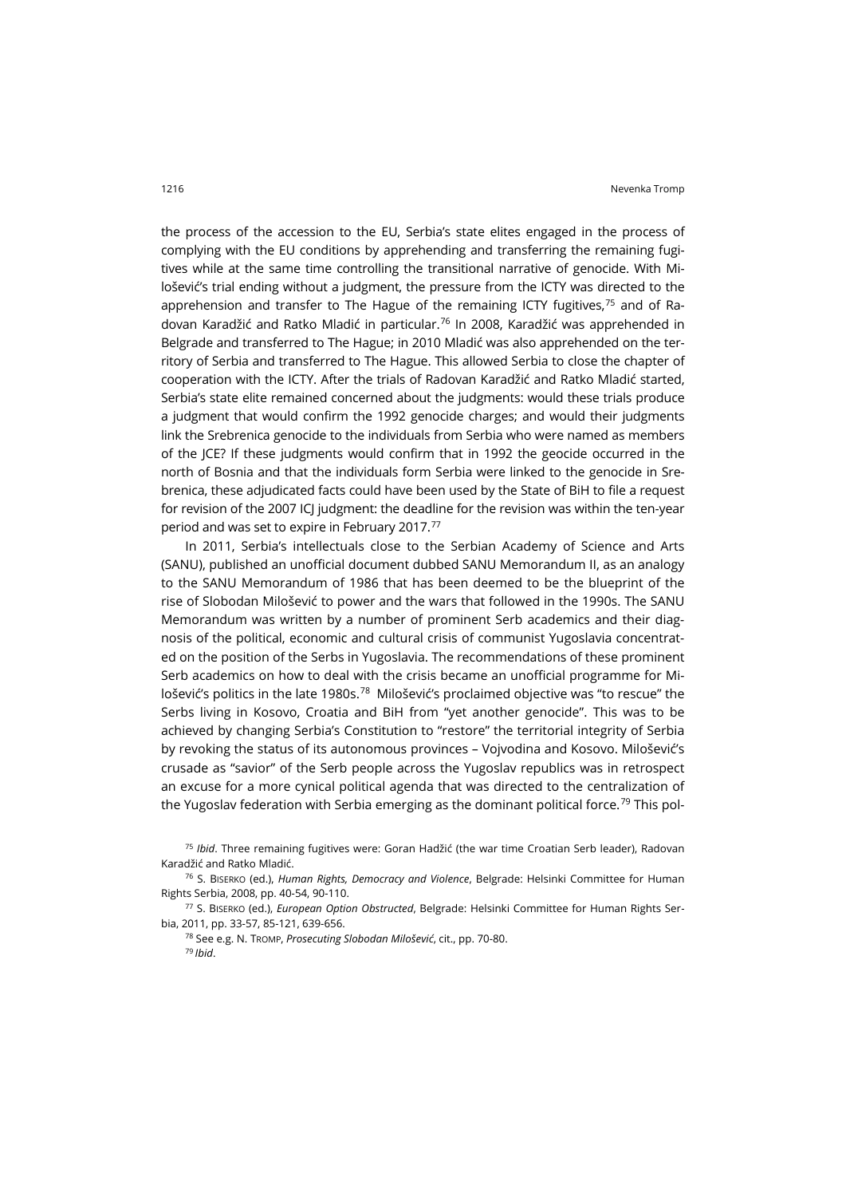the process of the accession to the EU, Serbia's state elites engaged in the process of complying with the EU conditions by apprehending and transferring the remaining fugitives while at the same time controlling the transitional narrative of genocide. With Milošević's trial ending without a judgment, the pressure from the ICTY was directed to the apprehension and transfer to The Hague of the remaining ICTY fugitives,[75] and of Radovan Karadžić and Ratko Mladić in particular.[76] In 2008, Karadžić was apprehended in Belgrade and transferred to The Hague; in 2010 Mladić was also apprehended on the territory of Serbia and transferred to The Hague. This allowed Serbia to close the chapter of cooperation with the ICTY. After the trials of Radovan Karadžić and Ratko Mladić started, Serbia's state elite remained concerned about the judgments: would these trials produce a judgment that would confirm the 1992 genocide charges; and would their judgments link the Srebrenica genocide to the individuals from Serbia who were named as members of the JCE? If these judgments would confirm that in 1992 the geocide occurred in the north of Bosnia and that the individuals form Serbia were linked to the genocide in Srebrenica, these adjudicated facts could have been used by the State of BiH to file a request for revision of the 2007 ICJ judgment: the deadline for the revision was within the ten-year period and was set to expire in February 2017.[77]

In 2011, Serbia's intellectuals close to the Serbian Academy of Science and Arts (SANU), published an unofficial document dubbed SANU Memorandum II, as an analogy to the SANU Memorandum of 1986 that has been deemed to be the blueprint of the rise of Slobodan Milošević to power and the wars that followed in the 1990s. The SANU Memorandum was written by a number of prominent Serb academics and their diagnosis of the political, economic and cultural crisis of communist Yugoslavia concentrated on the position of the Serbs in Yugoslavia. The recommendations of these prominent Serb academics on how to deal with the crisis became an unofficial programme for Milošević's politics in the late 1980s.[78] Milošević's proclaimed objective was "to rescue" the Serbs living in Kosovo, Croatia and BiH from "yet another genocide". This was to be achieved by changing Serbia's Constitution to "restore" the territorial integrity of Serbia by revoking the status of its autonomous provinces – Vojvodina and Kosovo. Milošević's crusade as "savior" of the Serb people across the Yugoslav republics was in retrospect an excuse for a more cynical political agenda that was directed to the centralization of the Yugoslav federation with Serbia emerging as the dominant political force.[79] This pol-

[75] *Ibid*. Three remaining fugitives were: Goran Hadžić (the war time Croatian Serb leader), Radovan Karadžić and Ratko Mladić.

[76] S. Biserko (ed.), *Human Rights, Democracy and Violence*, Belgrade: Helsinki Committee for Human Rights Serbia, 2008, pp. 40-54, 90-110.

[77] S. Biserko (ed.), *European Option Obstructed*, Belgrade: Helsinki Committee for Human Rights Serbia, 2011, pp. 33-57, 85-121, 639-656.

[78] See e.g. N. Tromp, *Prosecuting Slobodan Milošević*, cit., pp. 70-80.

[79] *Ibid*.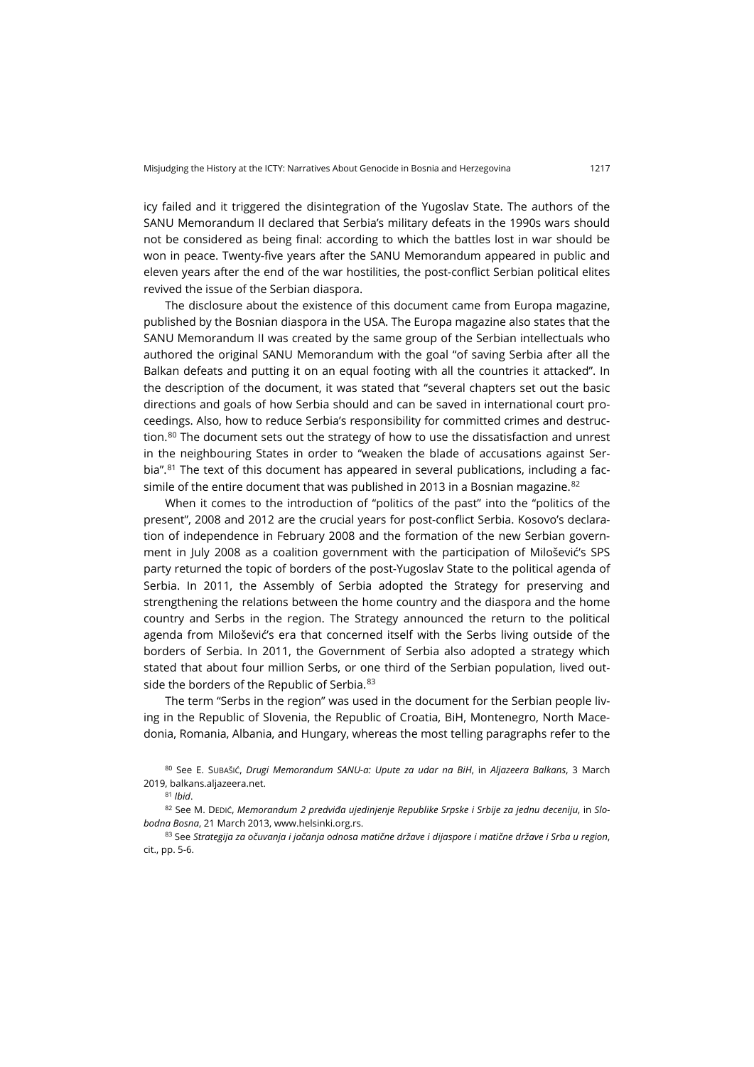icy failed and it triggered the disintegration of the Yugoslav State. The authors of the SANU Memorandum II declared that Serbia's military defeats in the 1990s wars should not be considered as being final: according to which the battles lost in war should be won in peace. Twenty-five years after the SANU Memorandum appeared in public and eleven years after the end of the war hostilities, the post-conflict Serbian political elites revived the issue of the Serbian diaspora.

The disclosure about the existence of this document came from Europa magazine, published by the Bosnian diaspora in the USA. The Europa magazine also states that the SANU Memorandum II was created by the same group of the Serbian intellectuals who authored the original SANU Memorandum with the goal "of saving Serbia after all the Balkan defeats and putting it on an equal footing with all the countries it attacked". In the description of the document, it was stated that "several chapters set out the basic directions and goals of how Serbia should and can be saved in international court proceedings. Also, how to reduce Serbia's responsibility for committed crimes and destruction.[80] The document sets out the strategy of how to use the dissatisfaction and unrest in the neighbouring States in order to "weaken the blade of accusations against Serbia".[81] The text of this document has appeared in several publications, including a facsimile of the entire document that was published in 2013 in a Bosnian magazine.[82]

When it comes to the introduction of "politics of the past" into the "politics of the present", 2008 and 2012 are the crucial years for post-conflict Serbia. Kosovo's declaration of independence in February 2008 and the formation of the new Serbian government in July 2008 as a coalition government with the participation of Milošević's SPS party returned the topic of borders of the post-Yugoslav State to the political agenda of Serbia. In 2011, the Assembly of Serbia adopted the Strategy for preserving and strengthening the relations between the home country and the diaspora and the home country and Serbs in the region. The Strategy announced the return to the political agenda from Milošević's era that concerned itself with the Serbs living outside of the borders of Serbia. In 2011, the Government of Serbia also adopted a strategy which stated that about four million Serbs, or one third of the Serbian population, lived outside the borders of the Republic of Serbia.[83]

The term "Serbs in the region" was used in the document for the Serbian people living in the Republic of Slovenia, the Republic of Croatia, BiH, Montenegro, North Macedonia, Romania, Albania, and Hungary, whereas the most telling paragraphs refer to the

[80] See E. Subašić, *Drugi Memorandum SANU-a: Upute za udar na BiH*, in *Aljazeera Balkans*, 3 March 2019, balkans.aljazeera.net.

[81] *Ibid*.

[82] See M. Dedić, *Memorandum 2 predviđa ujedinjenje Republike Srpske i Srbije za jednu deceniju*, in *Slobodna Bosna*, 21 March 2013, www.helsinki.org.rs.

[83] See *Strategija za očuvanja i jačanja odnosa matične države i dijaspore i matične države i Srba u region*, cit., pp. 5-6.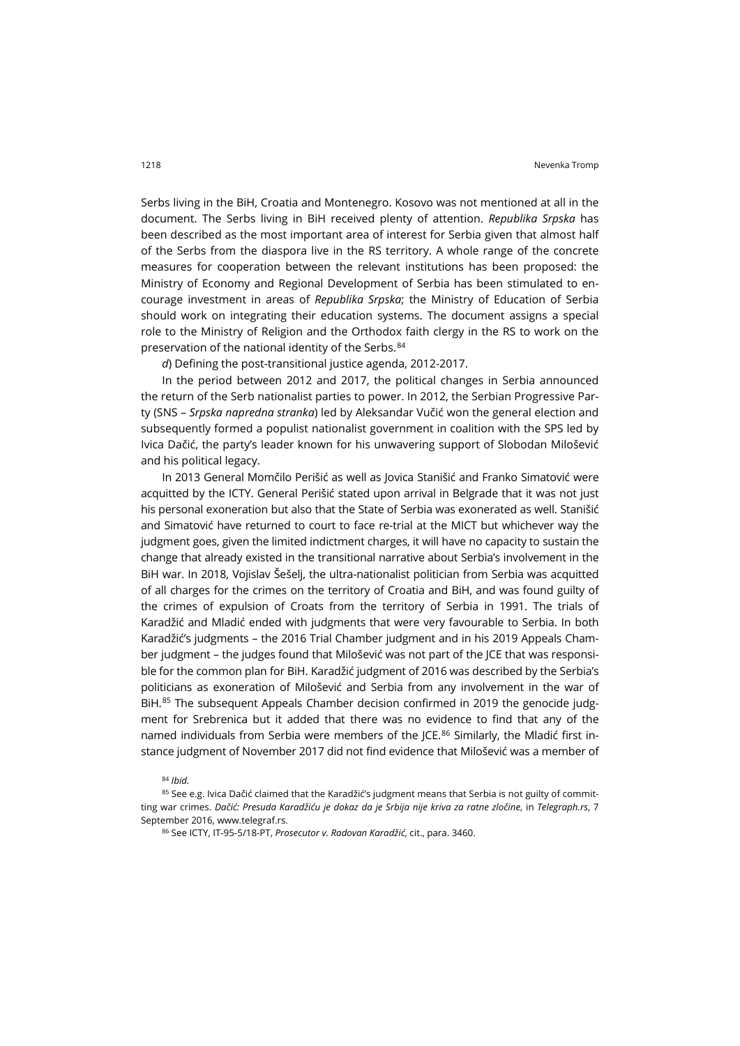Serbs living in the BiH, Croatia and Montenegro. Kosovo was not mentioned at all in the document. The Serbs living in BiH received plenty of attention. *Republika Srpska* has been described as the most important area of interest for Serbia given that almost half of the Serbs from the diaspora live in the RS territory. A whole range of the concrete measures for cooperation between the relevant institutions has been proposed: the Ministry of Economy and Regional Development of Serbia has been stimulated to encourage investment in areas of *Republika Srpska*; the Ministry of Education of Serbia should work on integrating their education systems. The document assigns a special role to the Ministry of Religion and the Orthodox faith clergy in the RS to work on the preservation of the national identity of the Serbs.[84]

*d*) Defining the post-transitional justice agenda, 2012-2017.

In the period between 2012 and 2017, the political changes in Serbia announced the return of the Serb nationalist parties to power. In 2012, the Serbian Progressive Party (SNS – *Srpska napredna stranka*) led by Aleksandar Vučić won the general election and subsequently formed a populist nationalist government in coalition with the SPS led by Ivica Dačić, the party's leader known for his unwavering support of Slobodan Milošević and his political legacy.

In 2013 General Momčilo Perišić as well as Jovica Stanišić and Franko Simatović were acquitted by the ICTY. General Perišić stated upon arrival in Belgrade that it was not just his personal exoneration but also that the State of Serbia was exonerated as well. Stanišić and Simatović have returned to court to face re-trial at the MICT but whichever way the judgment goes, given the limited indictment charges, it will have no capacity to sustain the change that already existed in the transitional narrative about Serbia's involvement in the BiH war. In 2018, Vojislav Šešelj, the ultra-nationalist politician from Serbia was acquitted of all charges for the crimes on the territory of Croatia and BiH, and was found guilty of the crimes of expulsion of Croats from the territory of Serbia in 1991. The trials of Karadžić and Mladić ended with judgments that were very favourable to Serbia. In both Karadžić's judgments – the 2016 Trial Chamber judgment and in his 2019 Appeals Chamber judgment – the judges found that Milošević was not part of the JCE that was responsible for the common plan for BiH. Karadžić judgment of 2016 was described by the Serbia's politicians as exoneration of Milošević and Serbia from any involvement in the war of BiH.[85] The subsequent Appeals Chamber decision confirmed in 2019 the genocide judgment for Srebrenica but it added that there was no evidence to find that any of the named individuals from Serbia were members of the JCE.[86] Similarly, the Mladić first instance judgment of November 2017 did not find evidence that Milošević was a member of

[84] *Ibid.*

[85] See e.g. Ivica Dačić claimed that the Karadžić's judgment means that Serbia is not guilty of committing war crimes. *Dačić: Presuda Karadžiću je dokaz da je Srbija nije kriva za ratne zločine*, in *Telegraph.rs*, 7 September 2016, www.telegraf.rs.

[86] See ICTY, IT-95-5/18-PT, *Prosecutor v. Radovan Karadžić*, cit., para. 3460.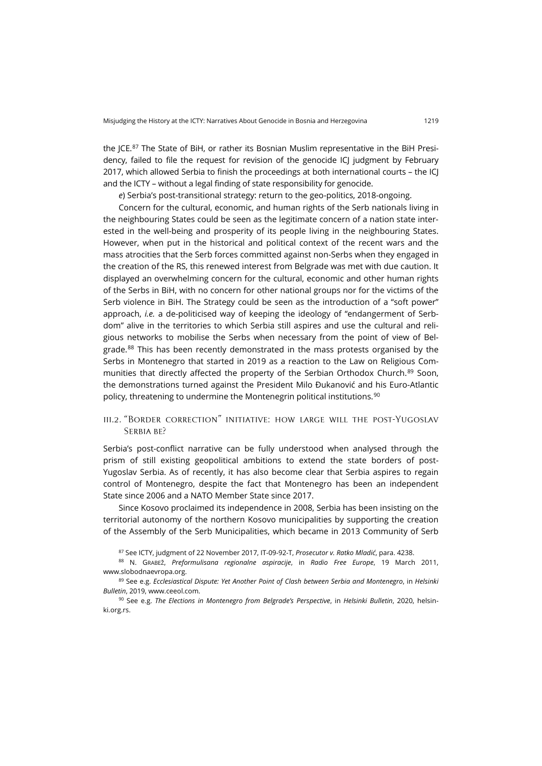the JCE.[87] The State of BiH, or rather its Bosnian Muslim representative in the BiH Presidency, failed to file the request for revision of the genocide ICJ judgment by February 2017, which allowed Serbia to finish the proceedings at both international courts – the ICJ and the ICTY – without a legal finding of state responsibility for genocide.

*e*) Serbia's post-transitional strategy: return to the geo-politics, 2018-ongoing.

Concern for the cultural, economic, and human rights of the Serb nationals living in the neighbouring States could be seen as the legitimate concern of a nation state interested in the well-being and prosperity of its people living in the neighbouring States. However, when put in the historical and political context of the recent wars and the mass atrocities that the Serb forces committed against non-Serbs when they engaged in the creation of the RS, this renewed interest from Belgrade was met with due caution. It displayed an overwhelming concern for the cultural, economic and other human rights of the Serbs in BiH, with no concern for other national groups nor for the victims of the Serb violence in BiH. The Strategy could be seen as the introduction of a "soft power" approach, *i.e.* a de-politicised way of keeping the ideology of "endangerment of Serbdom" alive in the territories to which Serbia still aspires and use the cultural and religious networks to mobilise the Serbs when necessary from the point of view of Belgrade.[88] This has been recently demonstrated in the mass protests organised by the Serbs in Montenegro that started in 2019 as a reaction to the Law on Religious Communities that directly affected the property of the Serbian Orthodox Church.[89] Soon, the demonstrations turned against the President Milo Đukanović and his Euro-Atlantic policy, threatening to undermine the Montenegrin political institutions.[90]

## III.2. "Border correction" initiative: how large will the post-Yugoslav Serbia be?

Serbia's post-conflict narrative can be fully understood when analysed through the prism of still existing geopolitical ambitions to extend the state borders of post-Yugoslav Serbia. As of recently, it has also become clear that Serbia aspires to regain control of Montenegro, despite the fact that Montenegro has been an independent State since 2006 and a NATO Member State since 2017.

Since Kosovo proclaimed its independence in 2008, Serbia has been insisting on the territorial autonomy of the northern Kosovo municipalities by supporting the creation of the Assembly of the Serb Municipalities, which became in 2013 Community of Serb

[87] See ICTY, judgment of 22 November 2017, IT-09-92-T, *Prosecutor v. Ratko Mladić*, para. 4238.

[88] N. Grabež, *Preformulisana regionalne aspiracije*, in *Radio Free Europe*, 19 March 2011, www.slobodnaevropa.org.

[89] See e.g. *Ecclesiastical Dispute: Yet Another Point of Clash between Serbia and Montenegro*, in *Helsinki Bulletin*, 2019, www.ceeol.com.

[90] See e.g. *The Elections in Montenegro from Belgrade's Perspective*, in *Helsinki Bulletin*, 2020, helsinki.org.rs.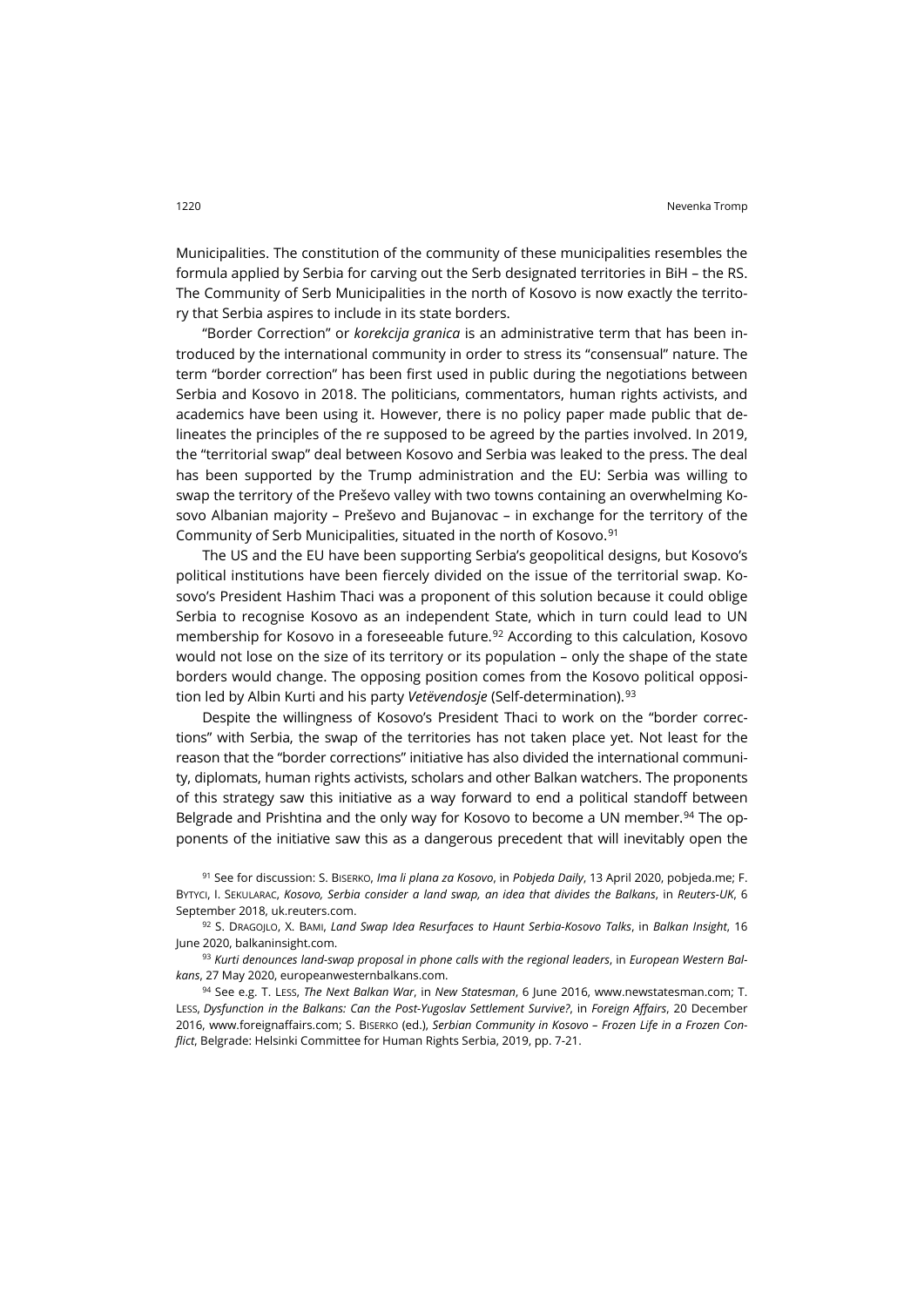Municipalities. The constitution of the community of these municipalities resembles the formula applied by Serbia for carving out the Serb designated territories in BiH – the RS. The Community of Serb Municipalities in the north of Kosovo is now exactly the territory that Serbia aspires to include in its state borders.

"Border Correction" or *korekcija granica* is an administrative term that has been introduced by the international community in order to stress its "consensual" nature. The term "border correction" has been first used in public during the negotiations between Serbia and Kosovo in 2018. The politicians, commentators, human rights activists, and academics have been using it. However, there is no policy paper made public that delineates the principles of the re supposed to be agreed by the parties involved. In 2019, the "territorial swap" deal between Kosovo and Serbia was leaked to the press. The deal has been supported by the Trump administration and the EU: Serbia was willing to swap the territory of the Preševo valley with two towns containing an overwhelming Kosovo Albanian majority – Preševo and Bujanovac – in exchange for the territory of the Community of Serb Municipalities, situated in the north of Kosovo.[91]

The US and the EU have been supporting Serbia's geopolitical designs, but Kosovo's political institutions have been fiercely divided on the issue of the territorial swap. Kosovo's President Hashim Thaci was a proponent of this solution because it could oblige Serbia to recognise Kosovo as an independent State, which in turn could lead to UN membership for Kosovo in a foreseeable future.[92] According to this calculation, Kosovo would not lose on the size of its territory or its population – only the shape of the state borders would change. The opposing position comes from the Kosovo political opposition led by Albin Kurti and his party *Vetëvendosje* (Self-determination).[93]

Despite the willingness of Kosovo's President Thaci to work on the "border corrections" with Serbia, the swap of the territories has not taken place yet. Not least for the reason that the "border corrections" initiative has also divided the international community, diplomats, human rights activists, scholars and other Balkan watchers. The proponents of this strategy saw this initiative as a way forward to end a political standoff between Belgrade and Prishtina and the only way for Kosovo to become a UN member.[94] The opponents of the initiative saw this as a dangerous precedent that will inevitably open the

[91] See for discussion: S. BISERKO, *Ima li plana za Kosovo*, in *Pobjeda Daily*, 13 April 2020, pobjeda.me; F. BYTYCI, I. SEKULARAC, *Kosovo, Serbia consider a land swap, an idea that divides the Balkans*, in *Reuters-UK*, 6 September 2018, uk.reuters.com.

[92] S. DRAGOJLO, X. BAMI, *Land Swap Idea Resurfaces to Haunt Serbia-Kosovo Talks*, in *Balkan Insight*, 16 June 2020, balkaninsight.com.

[93] *Kurti denounces land-swap proposal in phone calls with the regional leaders*, in *European Western Balkans*, 27 May 2020, europeanwesternbalkans.com.

[94] See e.g. T. LESS, *The Next Balkan War*, in *New Statesman*, 6 June 2016, www.newstatesman.com; T. LESS, *Dysfunction in the Balkans: Can the Post-Yugoslav Settlement Survive?*, in *Foreign Affairs*, 20 December 2016, www.foreignaffairs.com; S. BISERKO (ed.), *Serbian Community in Kosovo – Frozen Life in a Frozen Conflict*, Belgrade: Helsinki Committee for Human Rights Serbia, 2019, pp. 7-21.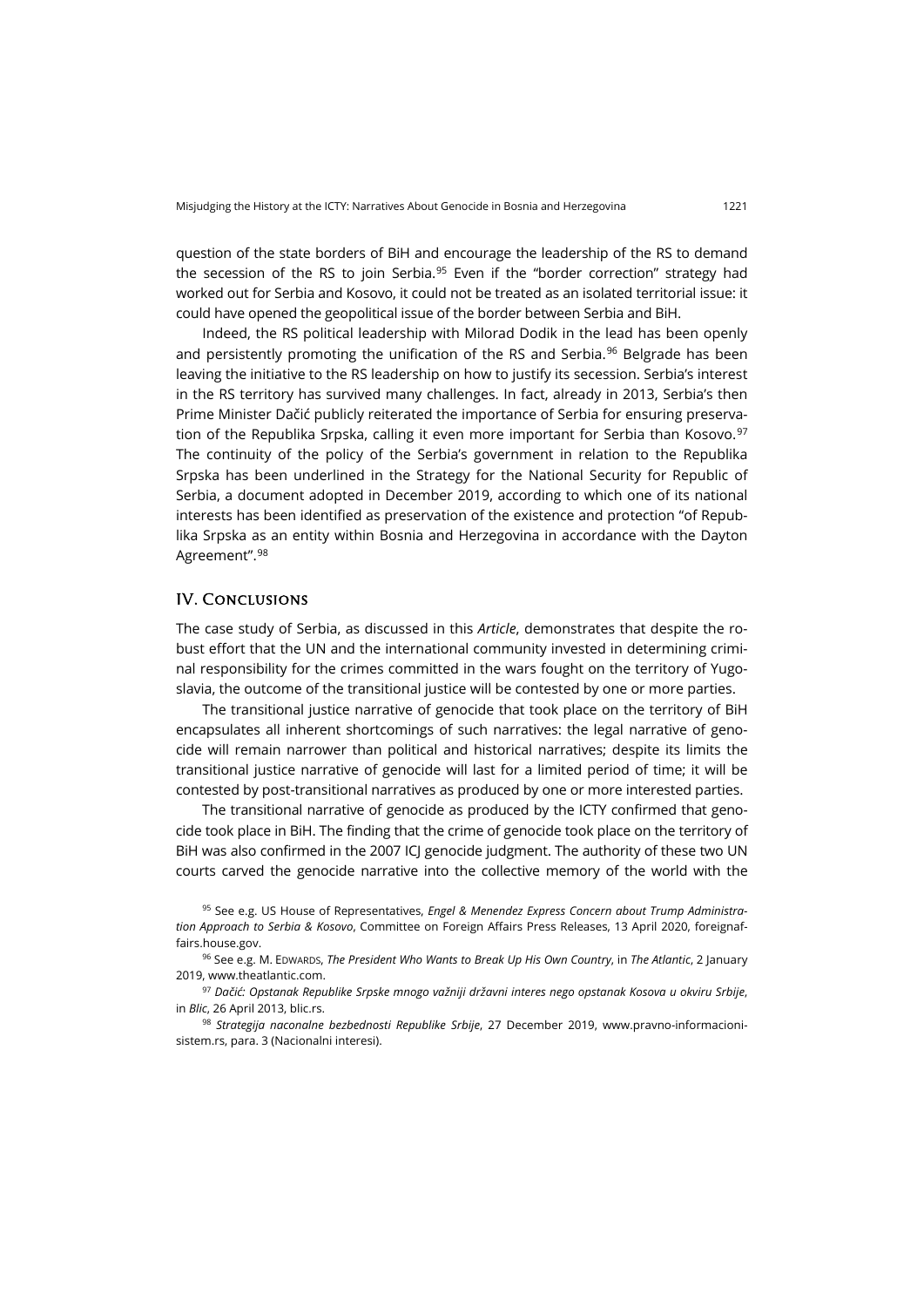question of the state borders of BiH and encourage the leadership of the RS to demand the secession of the RS to join Serbia.[95] Even if the "border correction" strategy had worked out for Serbia and Kosovo, it could not be treated as an isolated territorial issue: it could have opened the geopolitical issue of the border between Serbia and BiH.

Indeed, the RS political leadership with Milorad Dodik in the lead has been openly and persistently promoting the unification of the RS and Serbia.[96] Belgrade has been leaving the initiative to the RS leadership on how to justify its secession. Serbia's interest in the RS territory has survived many challenges. In fact, already in 2013, Serbia's then Prime Minister Dačić publicly reiterated the importance of Serbia for ensuring preservation of the Republika Srpska, calling it even more important for Serbia than Kosovo.[97] The continuity of the policy of the Serbia's government in relation to the Republika Srpska has been underlined in the Strategy for the National Security for Republic of Serbia, a document adopted in December 2019, according to which one of its national interests has been identified as preservation of the existence and protection "of Republika Srpska as an entity within Bosnia and Herzegovina in accordance with the Dayton Agreement".[98]

## IV. Conclusions

The case study of Serbia, as discussed in this *Article*, demonstrates that despite the robust effort that the UN and the international community invested in determining criminal responsibility for the crimes committed in the wars fought on the territory of Yugoslavia, the outcome of the transitional justice will be contested by one or more parties.

The transitional justice narrative of genocide that took place on the territory of BiH encapsulates all inherent shortcomings of such narratives: the legal narrative of genocide will remain narrower than political and historical narratives; despite its limits the transitional justice narrative of genocide will last for a limited period of time; it will be contested by post-transitional narratives as produced by one or more interested parties.

The transitional narrative of genocide as produced by the ICTY confirmed that genocide took place in BiH. The finding that the crime of genocide took place on the territory of BiH was also confirmed in the 2007 ICJ genocide judgment. The authority of these two UN courts carved the genocide narrative into the collective memory of the world with the

[95] See e.g. US House of Representatives, *Engel & Menendez Express Concern about Trump Administration Approach to Serbia & Kosovo*, Committee on Foreign Affairs Press Releases, 13 April 2020, foreignaffairs.house.gov.

[96] See e.g. M. Edwards, *The President Who Wants to Break Up His Own Country*, in *The Atlantic*, 2 January 2019, www.theatlantic.com.

[97] *Dačić: Opstanak Republike Srpske mnogo važniji državni interes nego opstanak Kosova u okviru Srbije*, in *Blic*, 26 April 2013, blic.rs.

[98] *Strategija naconalne bezbednosti Republike Srbije*, 27 December 2019, www.pravno-informacioni-sistem.rs, para. 3 (Nacionalni interesi).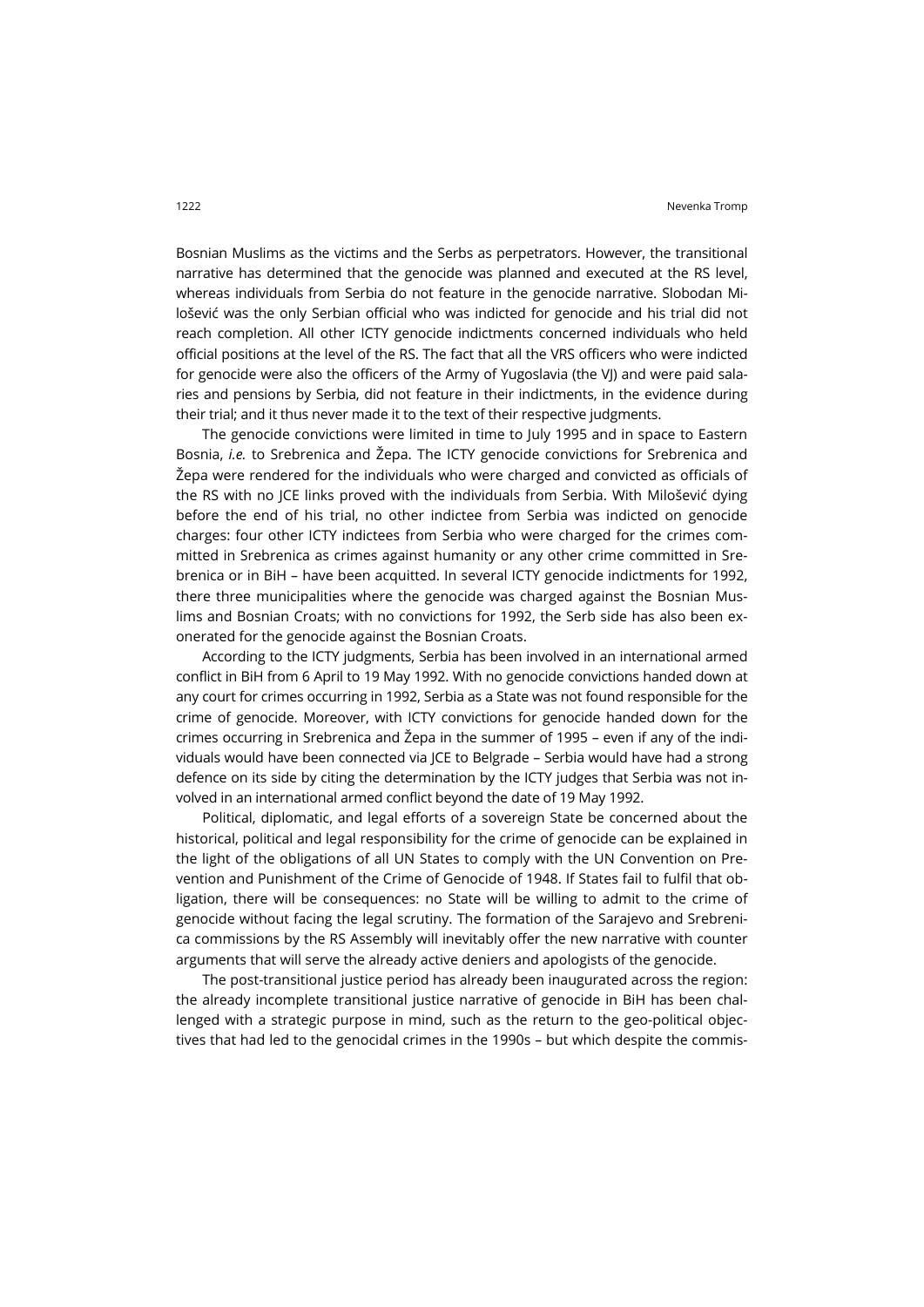Bosnian Muslims as the victims and the Serbs as perpetrators. However, the transitional narrative has determined that the genocide was planned and executed at the RS level, whereas individuals from Serbia do not feature in the genocide narrative. Slobodan Milošević was the only Serbian official who was indicted for genocide and his trial did not reach completion. All other ICTY genocide indictments concerned individuals who held official positions at the level of the RS. The fact that all the VRS officers who were indicted for genocide were also the officers of the Army of Yugoslavia (the VJ) and were paid salaries and pensions by Serbia, did not feature in their indictments, in the evidence during their trial; and it thus never made it to the text of their respective judgments.

The genocide convictions were limited in time to July 1995 and in space to Eastern Bosnia, *i.e.* to Srebrenica and Žepa. The ICTY genocide convictions for Srebrenica and Žepa were rendered for the individuals who were charged and convicted as officials of the RS with no JCE links proved with the individuals from Serbia. With Milošević dying before the end of his trial, no other indictee from Serbia was indicted on genocide charges: four other ICTY indictees from Serbia who were charged for the crimes committed in Srebrenica as crimes against humanity or any other crime committed in Srebrenica or in BiH – have been acquitted. In several ICTY genocide indictments for 1992, there three municipalities where the genocide was charged against the Bosnian Muslims and Bosnian Croats; with no convictions for 1992, the Serb side has also been exonerated for the genocide against the Bosnian Croats.

According to the ICTY judgments, Serbia has been involved in an international armed conflict in BiH from 6 April to 19 May 1992. With no genocide convictions handed down at any court for crimes occurring in 1992, Serbia as a State was not found responsible for the crime of genocide. Moreover, with ICTY convictions for genocide handed down for the crimes occurring in Srebrenica and Žepa in the summer of 1995 – even if any of the individuals would have been connected via JCE to Belgrade – Serbia would have had a strong defence on its side by citing the determination by the ICTY judges that Serbia was not involved in an international armed conflict beyond the date of 19 May 1992.

Political, diplomatic, and legal efforts of a sovereign State be concerned about the historical, political and legal responsibility for the crime of genocide can be explained in the light of the obligations of all UN States to comply with the UN Convention on Prevention and Punishment of the Crime of Genocide of 1948. If States fail to fulfil that obligation, there will be consequences: no State will be willing to admit to the crime of genocide without facing the legal scrutiny. The formation of the Sarajevo and Srebrenica commissions by the RS Assembly will inevitably offer the new narrative with counter arguments that will serve the already active deniers and apologists of the genocide.

The post-transitional justice period has already been inaugurated across the region: the already incomplete transitional justice narrative of genocide in BiH has been challenged with a strategic purpose in mind, such as the return to the geo-political objectives that had led to the genocidal crimes in the 1990s – but which despite the commis-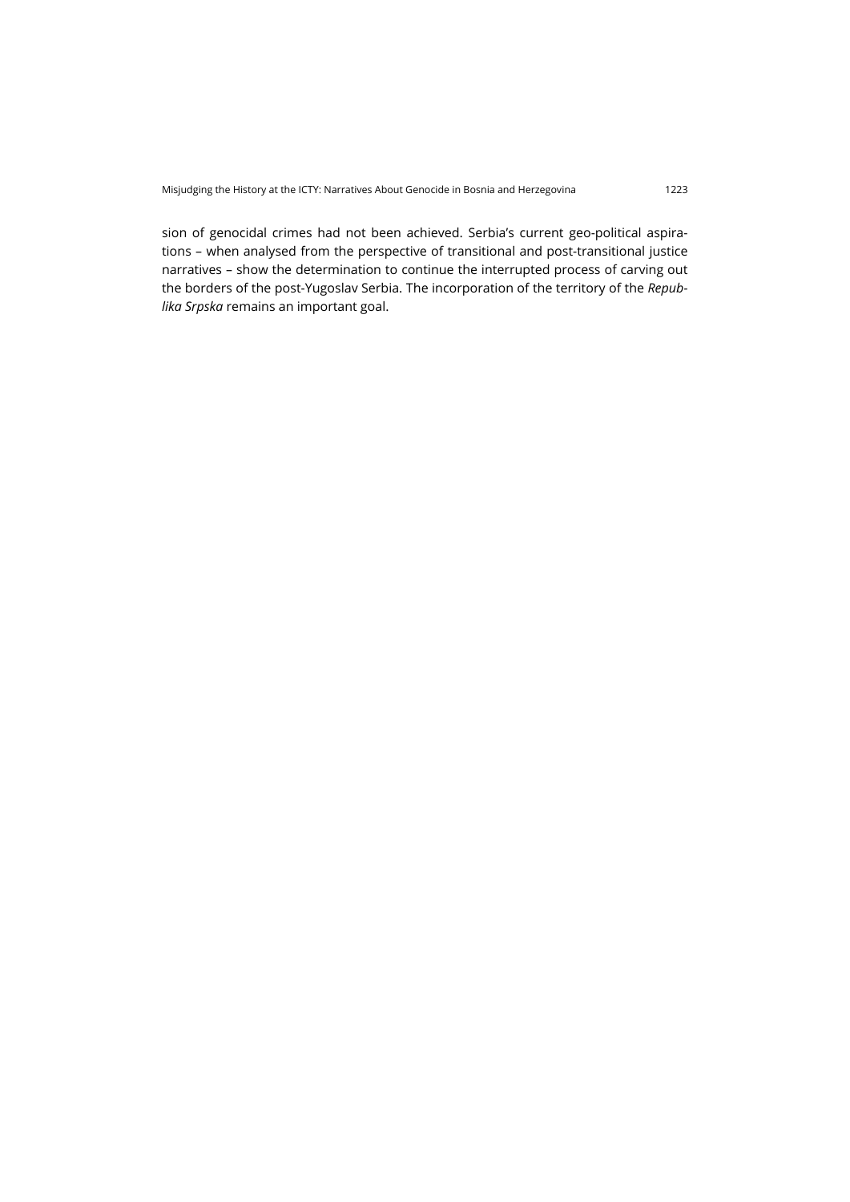sion of genocidal crimes had not been achieved. Serbia's current geo-political aspirations – when analysed from the perspective of transitional and post-transitional justice narratives – show the determination to continue the interrupted process of carving out the borders of the post-Yugoslav Serbia. The incorporation of the territory of the *Republika Srpska* remains an important goal.